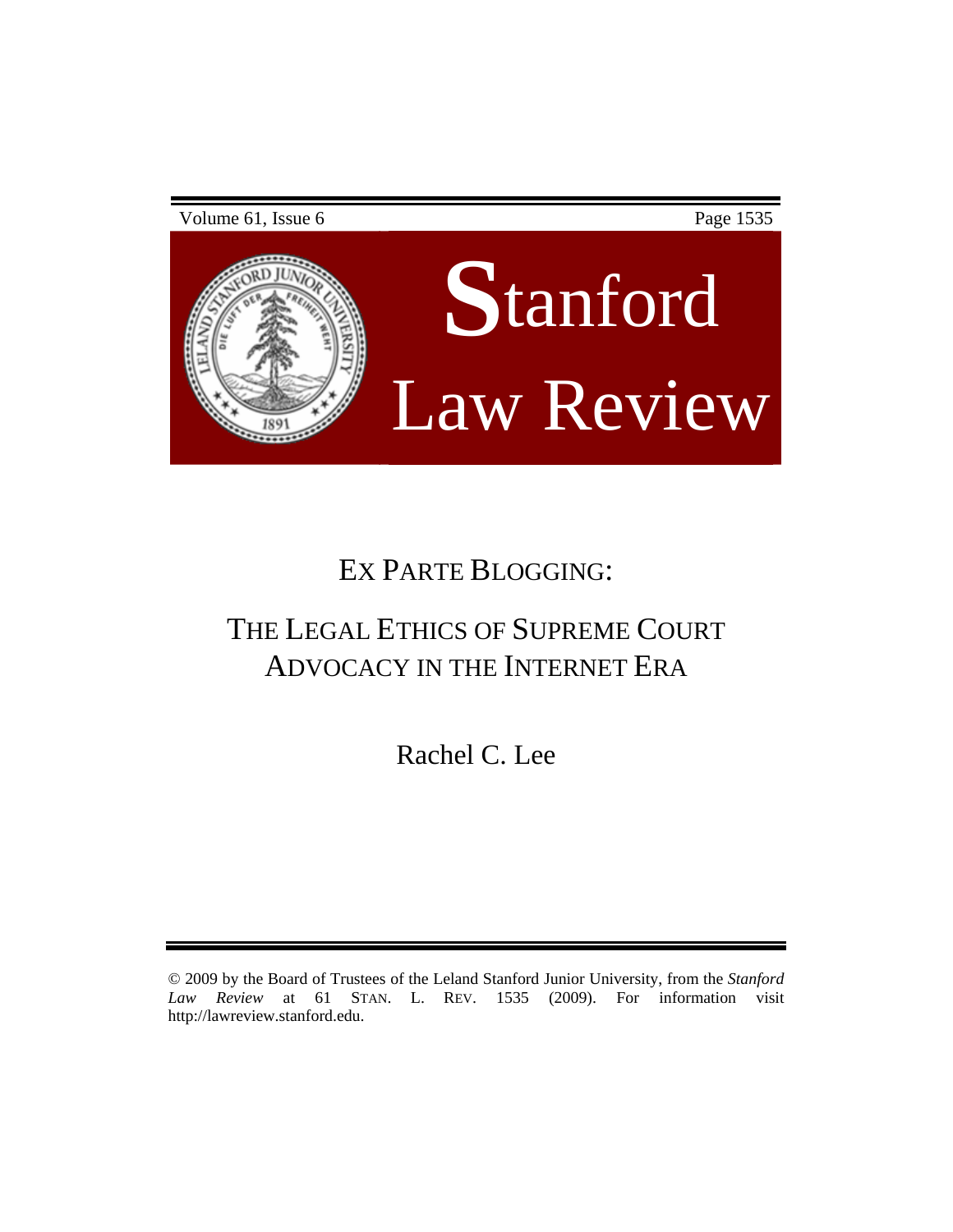# EX PARTE BLOGGING:

## THE LEGAL ETHICS OF SUPREME COURT ADVOCACY IN THE INTERNET ERA

Rachel C. Lee

© 2009 by the Board of Trustees of the Leland Stanford Junior University, from the *Stanford Law Review* at 61 STAN. L. REV. 1535 (2009). For information visit http://lawreview.stanford.edu.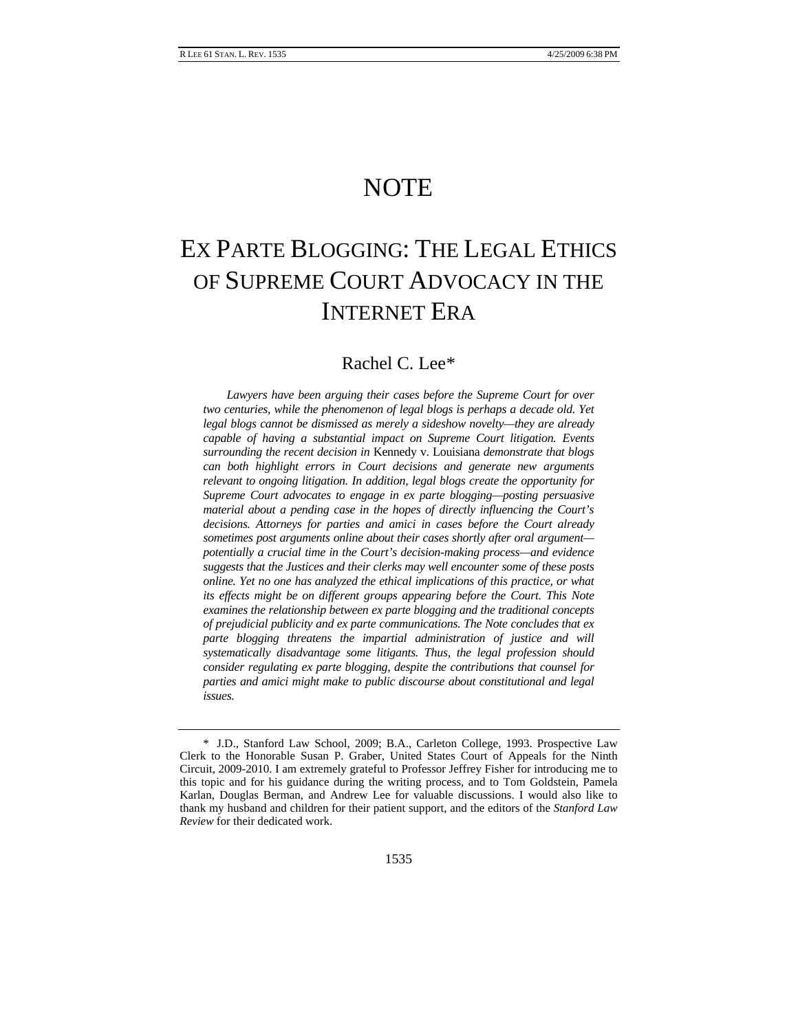# NOTE

# EX PARTE BLOGGING: THE LEGAL ETHICS OF SUPREME COURT ADVOCACY IN THE INTERNET ERA

## Rachel C. Lee*

*Lawyers have been arguing their cases before the Supreme Court for over two centuries, while the phenomenon of legal blogs is perhaps a decade old. Yet legal blogs cannot be dismissed as merely a sideshow novelty—they are already capable of having a substantial impact on Supreme Court litigation. Events surrounding the recent decision in* Kennedy v. Louisiana *demonstrate that blogs can both highlight errors in Court decisions and generate new arguments relevant to ongoing litigation. In addition, legal blogs create the opportunity for Supreme Court advocates to engage in ex parte blogging—posting persuasive material about a pending case in the hopes of directly influencing the Court's decisions. Attorneys for parties and amici in cases before the Court already sometimes post arguments online about their cases shortly after oral argument—potentially a crucial time in the Court's decision-making process—and evidence suggests that the Justices and their clerks may well encounter some of these posts online. Yet no one has analyzed the ethical implications of this practice, or what its effects might be on different groups appearing before the Court. This Note examines the relationship between ex parte blogging and the traditional concepts of prejudicial publicity and ex parte communications. The Note concludes that ex parte blogging threatens the impartial administration of justice and will systematically disadvantage some litigants. Thus, the legal profession should consider regulating ex parte blogging, despite the contributions that counsel for parties and amici might make to public discourse about constitutional and legal issues.*

---

\* J.D., Stanford Law School, 2009; B.A., Carleton College, 1993. Prospective Law Clerk to the Honorable Susan P. Graber, United States Court of Appeals for the Ninth Circuit, 2009-2010. I am extremely grateful to Professor Jeffrey Fisher for introducing me to this topic and for his guidance during the writing process, and to Tom Goldstein, Pamela Karlan, Douglas Berman, and Andrew Lee for valuable discussions. I would also like to thank my husband and children for their patient support, and the editors of the *Stanford Law Review* for their dedicated work.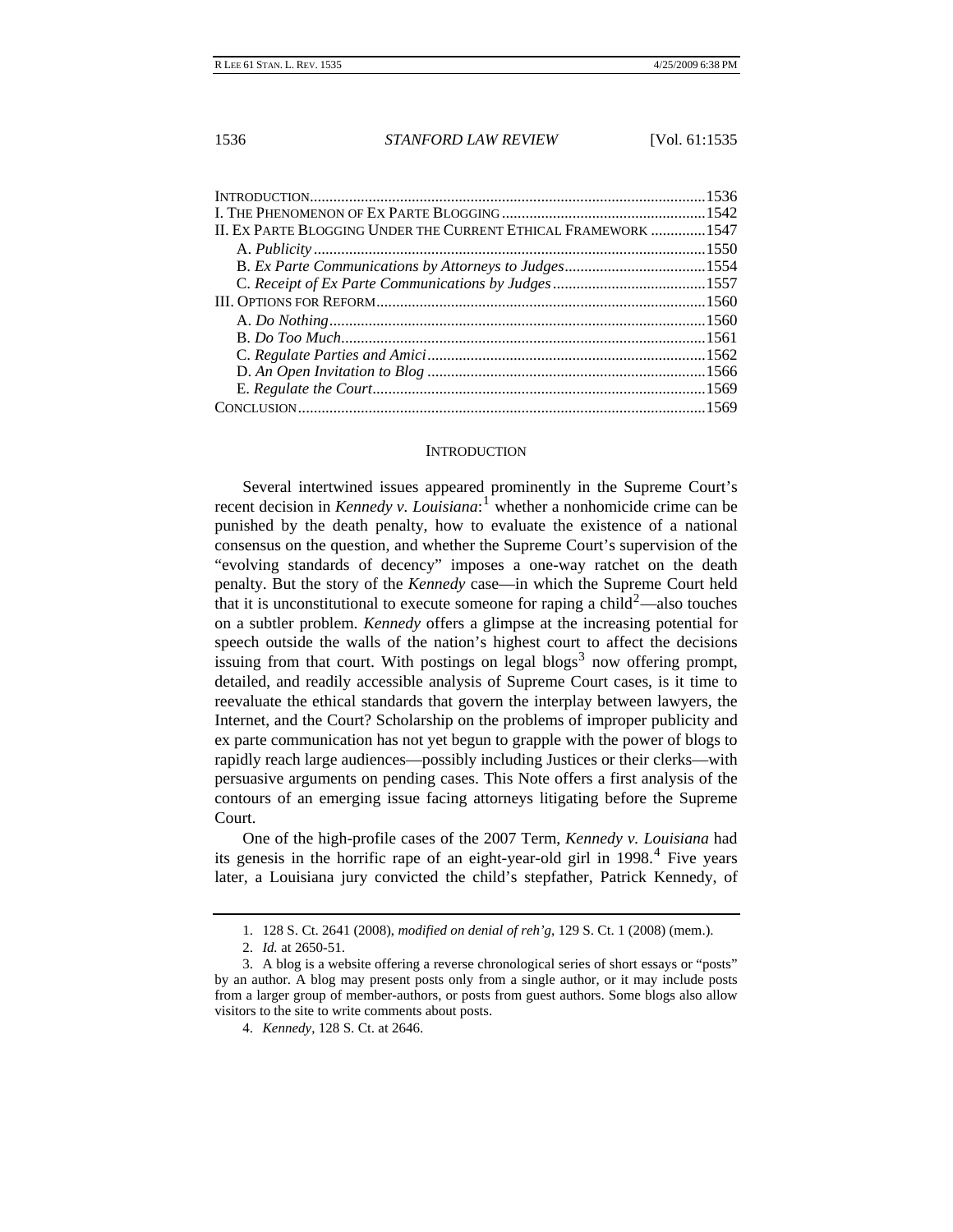| | |
|---|---|
| INTRODUCTION | 1536 |
| I. THE PHENOMENON OF EX PARTE BLOGGING | 1542 |
| II. EX PARTE BLOGGING UNDER THE CURRENT ETHICAL FRAMEWORK | 1547 |
| A. *Publicity* | 1550 |
| B. *Ex Parte Communications by Attorneys to Judges* | 1554 |
| C. *Receipt of Ex Parte Communications by Judges* | 1557 |
| III. OPTIONS FOR REFORM | 1560 |
| A. *Do Nothing* | 1560 |
| B. *Do Too Much* | 1561 |
| C. *Regulate Parties and Amici* | 1562 |
| D. *An Open Invitation to Blog* | 1566 |
| E. *Regulate the Court* | 1569 |
| CONCLUSION | 1569 |

## INTRODUCTION

Several intertwined issues appeared prominently in the Supreme Court's recent decision in *Kennedy v. Louisiana*:[1] whether a nonhomicide crime can be punished by the death penalty, how to evaluate the existence of a national consensus on the question, and whether the Supreme Court's supervision of the "evolving standards of decency" imposes a one-way ratchet on the death penalty. But the story of the *Kennedy* case—in which the Supreme Court held that it is unconstitutional to execute someone for raping a child[2]—also touches on a subtler problem. *Kennedy* offers a glimpse at the increasing potential for speech outside the walls of the nation's highest court to affect the decisions issuing from that court. With postings on legal blogs[3] now offering prompt, detailed, and readily accessible analysis of Supreme Court cases, is it time to reevaluate the ethical standards that govern the interplay between lawyers, the Internet, and the Court? Scholarship on the problems of improper publicity and ex parte communication has not yet begun to grapple with the power of blogs to rapidly reach large audiences—possibly including Justices or their clerks—with persuasive arguments on pending cases. This Note offers a first analysis of the contours of an emerging issue facing attorneys litigating before the Supreme Court.

One of the high-profile cases of the 2007 Term, *Kennedy v. Louisiana* had its genesis in the horrific rape of an eight-year-old girl in 1998.[4] Five years later, a Louisiana jury convicted the child's stepfather, Patrick Kennedy, of

---

1. 128 S. Ct. 2641 (2008), *modified on denial of reh'g*, 129 S. Ct. 1 (2008) (mem.).

2. *Id.* at 2650-51.

3. A blog is a website offering a reverse chronological series of short essays or "posts" by an author. A blog may present posts only from a single author, or it may include posts from a larger group of member-authors, or posts from guest authors. Some blogs also allow visitors to the site to write comments about posts.

4. *Kennedy*, 128 S. Ct. at 2646.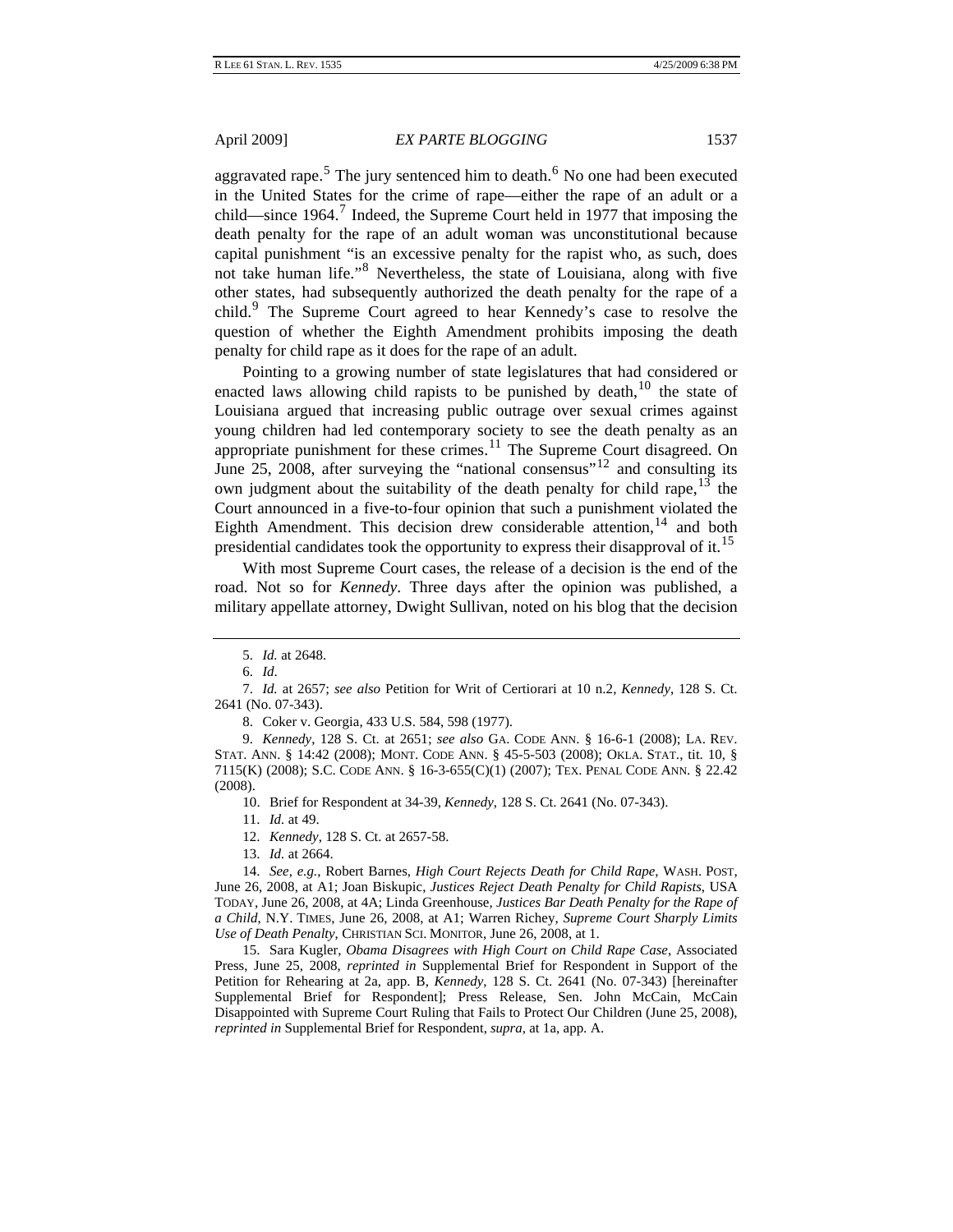aggravated rape.[5] The jury sentenced him to death.[6] No one had been executed in the United States for the crime of rape—either the rape of an adult or a child—since 1964.[7] Indeed, the Supreme Court held in 1977 that imposing the death penalty for the rape of an adult woman was unconstitutional because capital punishment "is an excessive penalty for the rapist who, as such, does not take human life."[8] Nevertheless, the state of Louisiana, along with five other states, had subsequently authorized the death penalty for the rape of a child.[9] The Supreme Court agreed to hear Kennedy's case to resolve the question of whether the Eighth Amendment prohibits imposing the death penalty for child rape as it does for the rape of an adult.

Pointing to a growing number of state legislatures that had considered or enacted laws allowing child rapists to be punished by death,[10] the state of Louisiana argued that increasing public outrage over sexual crimes against young children had led contemporary society to see the death penalty as an appropriate punishment for these crimes.[11] The Supreme Court disagreed. On June 25, 2008, after surveying the "national consensus"[12] and consulting its own judgment about the suitability of the death penalty for child rape,[13] the Court announced in a five-to-four opinion that such a punishment violated the Eighth Amendment. This decision drew considerable attention,[14] and both presidential candidates took the opportunity to express their disapproval of it.[15]

With most Supreme Court cases, the release of a decision is the end of the road. Not so for *Kennedy*. Three days after the opinion was published, a military appellate attorney, Dwight Sullivan, noted on his blog that the decision

---

5. *Id.* at 2648.

6. *Id*.

7. *Id.* at 2657; *see also* Petition for Writ of Certiorari at 10 n.2, *Kennedy*, 128 S. Ct. 2641 (No. 07-343).

8. Coker v. Georgia, 433 U.S. 584, 598 (1977).

9. *Kennedy*, 128 S. Ct. at 2651; *see also* GA. CODE ANN. § 16-6-1 (2008); LA. REV. STAT. ANN. § 14:42 (2008); MONT. CODE ANN. § 45-5-503 (2008); OKLA. STAT., tit. 10, § 7115(K) (2008); S.C. CODE ANN. § 16-3-655(C)(1) (2007); TEX. PENAL CODE ANN. § 22.42 (2008).

10. Brief for Respondent at 34-39, *Kennedy*, 128 S. Ct. 2641 (No. 07-343).

11. *Id.* at 49.

12. *Kennedy*, 128 S. Ct. at 2657-58.

13. *Id.* at 2664.

14. *See, e.g.*, Robert Barnes, *High Court Rejects Death for Child Rape*, WASH. POST, June 26, 2008, at A1; Joan Biskupic, *Justices Reject Death Penalty for Child Rapists*, USA TODAY, June 26, 2008, at 4A; Linda Greenhouse, *Justices Bar Death Penalty for the Rape of a Child*, N.Y. TIMES, June 26, 2008, at A1; Warren Richey, *Supreme Court Sharply Limits Use of Death Penalty*, CHRISTIAN SCI. MONITOR, June 26, 2008, at 1.

15. Sara Kugler, *Obama Disagrees with High Court on Child Rape Case*, Associated Press, June 25, 2008, *reprinted in* Supplemental Brief for Respondent in Support of the Petition for Rehearing at 2a, app. B, *Kennedy*, 128 S. Ct. 2641 (No. 07-343) [hereinafter Supplemental Brief for Respondent]; Press Release, Sen. John McCain, McCain Disappointed with Supreme Court Ruling that Fails to Protect Our Children (June 25, 2008), *reprinted in* Supplemental Brief for Respondent, *supra*, at 1a, app. A.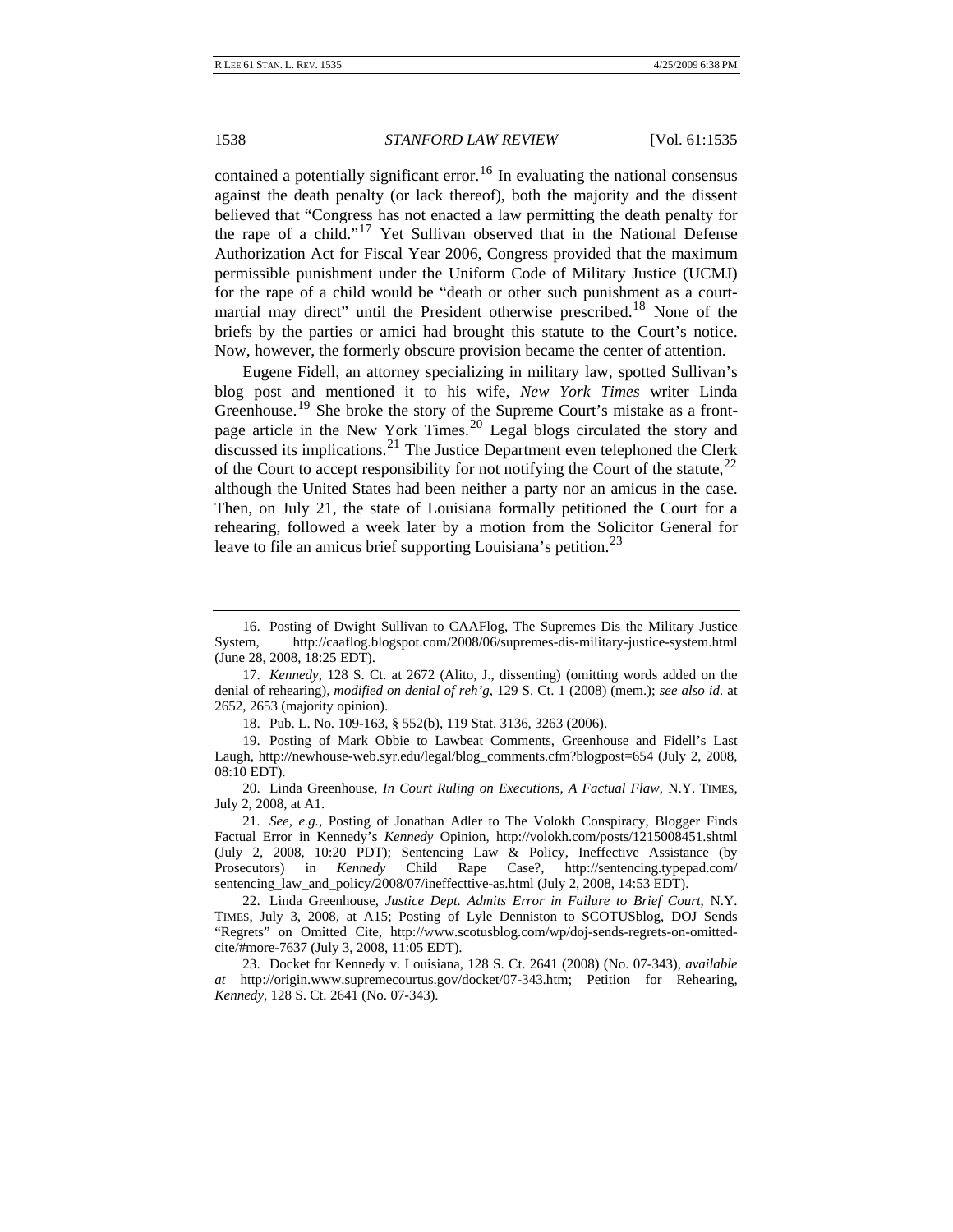contained a potentially significant error.[16] In evaluating the national consensus against the death penalty (or lack thereof), both the majority and the dissent believed that "Congress has not enacted a law permitting the death penalty for the rape of a child."[17] Yet Sullivan observed that in the National Defense Authorization Act for Fiscal Year 2006, Congress provided that the maximum permissible punishment under the Uniform Code of Military Justice (UCMJ) for the rape of a child would be "death or other such punishment as a court-martial may direct" until the President otherwise prescribed.[18] None of the briefs by the parties or amici had brought this statute to the Court's notice. Now, however, the formerly obscure provision became the center of attention.

Eugene Fidell, an attorney specializing in military law, spotted Sullivan's blog post and mentioned it to his wife, *New York Times* writer Linda Greenhouse.[19] She broke the story of the Supreme Court's mistake as a front-page article in the New York Times.[20] Legal blogs circulated the story and discussed its implications.[21] The Justice Department even telephoned the Clerk of the Court to accept responsibility for not notifying the Court of the statute,[22] although the United States had been neither a party nor an amicus in the case. Then, on July 21, the state of Louisiana formally petitioned the Court for a rehearing, followed a week later by a motion from the Solicitor General for leave to file an amicus brief supporting Louisiana's petition.[23]

---

16. Posting of Dwight Sullivan to CAAFlog, The Supremes Dis the Military Justice System, http://caaflog.blogspot.com/2008/06/supremes-dis-military-justice-system.html (June 28, 2008, 18:25 EDT).

17. *Kennedy*, 128 S. Ct. at 2672 (Alito, J., dissenting) (omitting words added on the denial of rehearing), *modified on denial of reh'g*, 129 S. Ct. 1 (2008) (mem.); *see also id.* at 2652, 2653 (majority opinion).

18. Pub. L. No. 109-163, § 552(b), 119 Stat. 3136, 3263 (2006).

19. Posting of Mark Obbie to Lawbeat Comments, Greenhouse and Fidell's Last Laugh, http://newhouse-web.syr.edu/legal/blog_comments.cfm?blogpost=654 (July 2, 2008, 08:10 EDT).

20. Linda Greenhouse, *In Court Ruling on Executions, A Factual Flaw*, N.Y. TIMES, July 2, 2008, at A1.

21. *See, e.g.*, Posting of Jonathan Adler to The Volokh Conspiracy, Blogger Finds Factual Error in Kennedy's *Kennedy* Opinion, http://volokh.com/posts/1215008451.shtml (July 2, 2008, 10:20 PDT); Sentencing Law & Policy, Ineffective Assistance (by Prosecutors) in *Kennedy* Child Rape Case?, http://sentencing.typepad.com/sentencing_law_and_policy/2008/07/ineffecttive-as.html (July 2, 2008, 14:53 EDT).

22. Linda Greenhouse, *Justice Dept. Admits Error in Failure to Brief Court*, N.Y. TIMES, July 3, 2008, at A15; Posting of Lyle Denniston to SCOTUSblog, DOJ Sends "Regrets" on Omitted Cite, http://www.scotusblog.com/wp/doj-sends-regrets-on-omitted-cite/#more-7637 (July 3, 2008, 11:05 EDT).

23. Docket for Kennedy v. Louisiana, 128 S. Ct. 2641 (2008) (No. 07-343), *available at* http://origin.www.supremecourtus.gov/docket/07-343.htm; Petition for Rehearing, *Kennedy*, 128 S. Ct. 2641 (No. 07-343).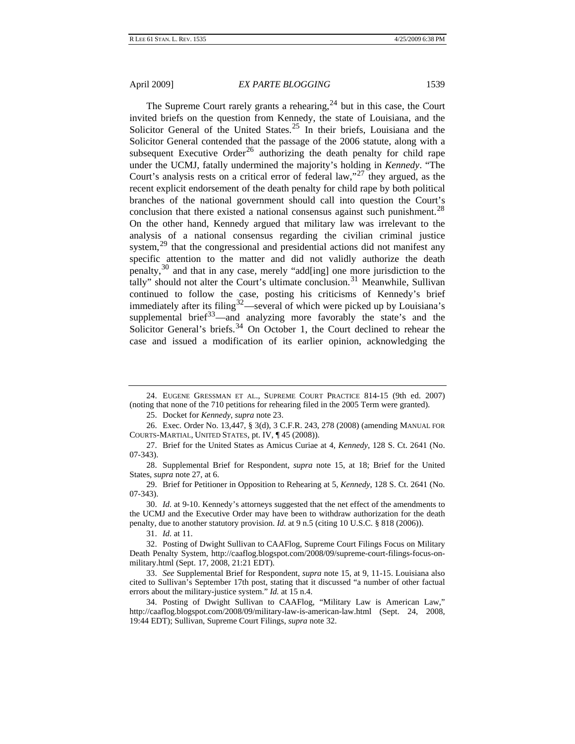The Supreme Court rarely grants a rehearing,[24] but in this case, the Court invited briefs on the question from Kennedy, the state of Louisiana, and the Solicitor General of the United States.[25] In their briefs, Louisiana and the Solicitor General contended that the passage of the 2006 statute, along with a subsequent Executive Order[26] authorizing the death penalty for child rape under the UCMJ, fatally undermined the majority's holding in *Kennedy*. "The Court's analysis rests on a critical error of federal law,"[27] they argued, as the recent explicit endorsement of the death penalty for child rape by both political branches of the national government should call into question the Court's conclusion that there existed a national consensus against such punishment.[28] On the other hand, Kennedy argued that military law was irrelevant to the analysis of a national consensus regarding the civilian criminal justice system,[29] that the congressional and presidential actions did not manifest any specific attention to the matter and did not validly authorize the death penalty,[30] and that in any case, merely "add[ing] one more jurisdiction to the tally" should not alter the Court's ultimate conclusion.[31] Meanwhile, Sullivan continued to follow the case, posting his criticisms of Kennedy's brief immediately after its filing[32]—several of which were picked up by Louisiana's supplemental brief[33]—and analyzing more favorably the state's and the Solicitor General's briefs.[34] On October 1, the Court declined to rehear the case and issued a modification of its earlier opinion, acknowledging the

---

24. EUGENE GRESSMAN ET AL., SUPREME COURT PRACTICE 814-15 (9th ed. 2007) (noting that none of the 710 petitions for rehearing filed in the 2005 Term were granted).

25. Docket for *Kennedy*, *supra* note 23.

26. Exec. Order No. 13,447, § 3(d), 3 C.F.R. 243, 278 (2008) (amending MANUAL FOR COURTS-MARTIAL, UNITED STATES, pt. IV, ¶ 45 (2008)).

27. Brief for the United States as Amicus Curiae at 4, *Kennedy*, 128 S. Ct. 2641 (No. 07-343).

28. Supplemental Brief for Respondent, *supra* note 15, at 18; Brief for the United States, *supra* note 27, at 6.

29. Brief for Petitioner in Opposition to Rehearing at 5, *Kennedy*, 128 S. Ct. 2641 (No. 07-343).

30. *Id.* at 9-10. Kennedy's attorneys suggested that the net effect of the amendments to the UCMJ and the Executive Order may have been to withdraw authorization for the death penalty, due to another statutory provision. *Id.* at 9 n.5 (citing 10 U.S.C. § 818 (2006)).

31. *Id.* at 11.

32. Posting of Dwight Sullivan to CAAFlog, Supreme Court Filings Focus on Military Death Penalty System, http://caaflog.blogspot.com/2008/09/supreme-court-filings-focus-on-military.html (Sept. 17, 2008, 21:21 EDT).

33. *See* Supplemental Brief for Respondent, *supra* note 15, at 9, 11-15. Louisiana also cited to Sullivan's September 17th post, stating that it discussed "a number of other factual errors about the military-justice system." *Id.* at 15 n.4.

34. Posting of Dwight Sullivan to CAAFlog, "Military Law is American Law," http://caaflog.blogspot.com/2008/09/military-law-is-american-law.html (Sept. 24, 2008, 19:44 EDT); Sullivan, Supreme Court Filings, *supra* note 32.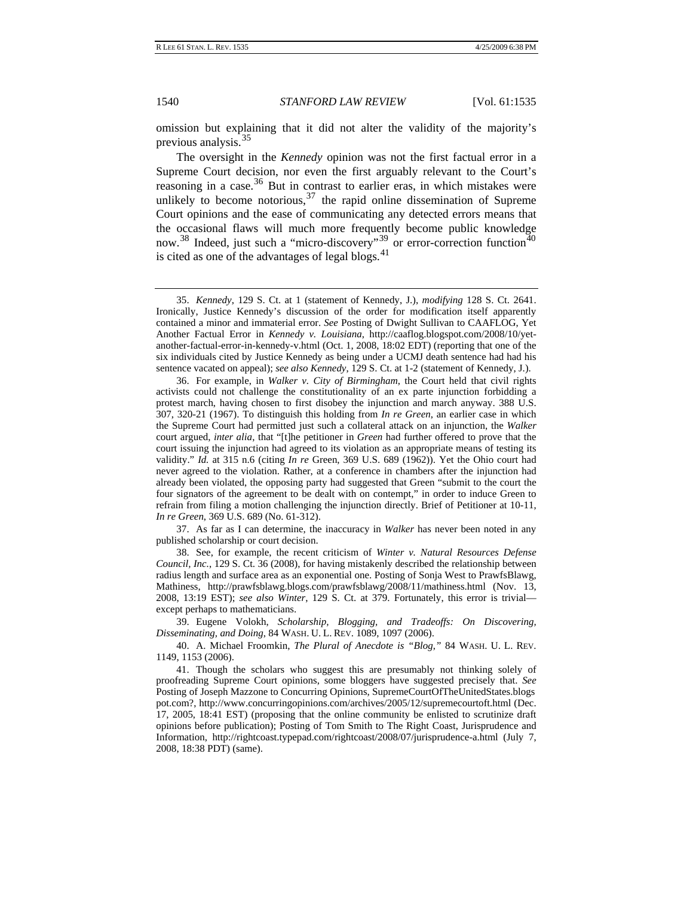omission but explaining that it did not alter the validity of the majority's previous analysis.[35]

The oversight in the *Kennedy* opinion was not the first factual error in a Supreme Court decision, nor even the first arguably relevant to the Court's reasoning in a case.[36] But in contrast to earlier eras, in which mistakes were unlikely to become notorious,[37] the rapid online dissemination of Supreme Court opinions and the ease of communicating any detected errors means that the occasional flaws will much more frequently become public knowledge now.[38] Indeed, just such a "micro-discovery"[39] or error-correction function[40] is cited as one of the advantages of legal blogs.[41]

---

35. *Kennedy*, 129 S. Ct. at 1 (statement of Kennedy, J.), *modifying* 128 S. Ct. 2641. Ironically, Justice Kennedy's discussion of the order for modification itself apparently contained a minor and immaterial error. *See* Posting of Dwight Sullivan to CAAFLOG, Yet Another Factual Error in *Kennedy v. Louisiana*, http://caaflog.blogspot.com/2008/10/yet-another-factual-error-in-kennedy-v.html (Oct. 1, 2008, 18:02 EDT) (reporting that one of the six individuals cited by Justice Kennedy as being under a UCMJ death sentence had had his sentence vacated on appeal); *see also Kennedy*, 129 S. Ct. at 1-2 (statement of Kennedy, J.).

36. For example, in *Walker v. City of Birmingham*, the Court held that civil rights activists could not challenge the constitutionality of an ex parte injunction forbidding a protest march, having chosen to first disobey the injunction and march anyway. 388 U.S. 307, 320-21 (1967). To distinguish this holding from *In re Green*, an earlier case in which the Supreme Court had permitted just such a collateral attack on an injunction, the *Walker* court argued, *inter alia*, that "[t]he petitioner in *Green* had further offered to prove that the court issuing the injunction had agreed to its violation as an appropriate means of testing its validity." *Id.* at 315 n.6 (citing *In re* Green, 369 U.S. 689 (1962)). Yet the Ohio court had never agreed to the violation. Rather, at a conference in chambers after the injunction had already been violated, the opposing party had suggested that Green "submit to the court the four signators of the agreement to be dealt with on contempt," in order to induce Green to refrain from filing a motion challenging the injunction directly. Brief of Petitioner at 10-11, *In re Green*, 369 U.S. 689 (No. 61-312).

37. As far as I can determine, the inaccuracy in *Walker* has never been noted in any published scholarship or court decision.

38. See, for example, the recent criticism of *Winter v. Natural Resources Defense Council, Inc.*, 129 S. Ct. 36 (2008), for having mistakenly described the relationship between radius length and surface area as an exponential one. Posting of Sonja West to PrawfsBlawg, Mathiness, http://prawfsblawg.blogs.com/prawfsblawg/2008/11/mathiness.html (Nov. 13, 2008, 13:19 EST); *see also Winter*, 129 S. Ct. at 379. Fortunately, this error is trivial—except perhaps to mathematicians.

39. Eugene Volokh, *Scholarship, Blogging, and Tradeoffs: On Discovering, Disseminating, and Doing*, 84 WASH. U. L. REV. 1089, 1097 (2006).

40. A. Michael Froomkin, *The Plural of Anecdote is "Blog,"* 84 WASH. U. L. REV. 1149, 1153 (2006).

41. Though the scholars who suggest this are presumably not thinking solely of proofreading Supreme Court opinions, some bloggers have suggested precisely that. *See* Posting of Joseph Mazzone to Concurring Opinions, SupremeCourtOfTheUnitedStates.blogspot.com?, http://www.concurringopinions.com/archives/2005/12/supremecourtoft.html (Dec. 17, 2005, 18:41 EST) (proposing that the online community be enlisted to scrutinize draft opinions before publication); Posting of Tom Smith to The Right Coast, Jurisprudence and Information, http://rightcoast.typepad.com/rightcoast/2008/07/jurisprudence-a.html (July 7, 2008, 18:38 PDT) (same).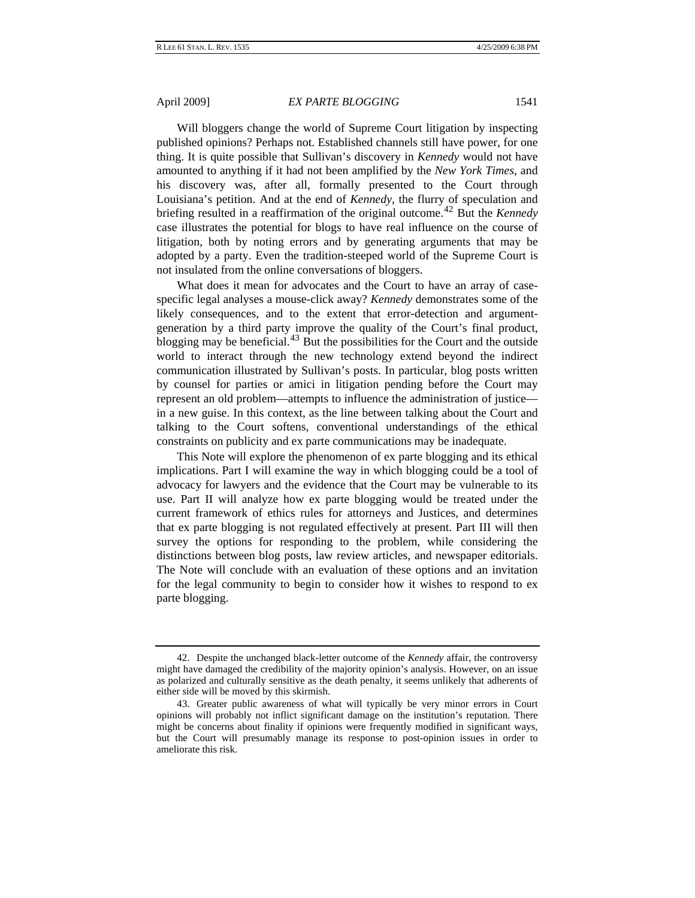Will bloggers change the world of Supreme Court litigation by inspecting published opinions? Perhaps not. Established channels still have power, for one thing. It is quite possible that Sullivan's discovery in *Kennedy* would not have amounted to anything if it had not been amplified by the *New York Times*, and his discovery was, after all, formally presented to the Court through Louisiana's petition. And at the end of *Kennedy*, the flurry of speculation and briefing resulted in a reaffirmation of the original outcome.[42] But the *Kennedy* case illustrates the potential for blogs to have real influence on the course of litigation, both by noting errors and by generating arguments that may be adopted by a party. Even the tradition-steeped world of the Supreme Court is not insulated from the online conversations of bloggers.

What does it mean for advocates and the Court to have an array of case-specific legal analyses a mouse-click away? *Kennedy* demonstrates some of the likely consequences, and to the extent that error-detection and argument-generation by a third party improve the quality of the Court's final product, blogging may be beneficial.[43] But the possibilities for the Court and the outside world to interact through the new technology extend beyond the indirect communication illustrated by Sullivan's posts. In particular, blog posts written by counsel for parties or amici in litigation pending before the Court may represent an old problem—attempts to influence the administration of justice—in a new guise. In this context, as the line between talking about the Court and talking to the Court softens, conventional understandings of the ethical constraints on publicity and ex parte communications may be inadequate.

This Note will explore the phenomenon of ex parte blogging and its ethical implications. Part I will examine the way in which blogging could be a tool of advocacy for lawyers and the evidence that the Court may be vulnerable to its use. Part II will analyze how ex parte blogging would be treated under the current framework of ethics rules for attorneys and Justices, and determines that ex parte blogging is not regulated effectively at present. Part III will then survey the options for responding to the problem, while considering the distinctions between blog posts, law review articles, and newspaper editorials. The Note will conclude with an evaluation of these options and an invitation for the legal community to begin to consider how it wishes to respond to ex parte blogging.

---

42. Despite the unchanged black-letter outcome of the *Kennedy* affair, the controversy might have damaged the credibility of the majority opinion's analysis. However, on an issue as polarized and culturally sensitive as the death penalty, it seems unlikely that adherents of either side will be moved by this skirmish.

43. Greater public awareness of what will typically be very minor errors in Court opinions will probably not inflict significant damage on the institution's reputation. There might be concerns about finality if opinions were frequently modified in significant ways, but the Court will presumably manage its response to post-opinion issues in order to ameliorate this risk.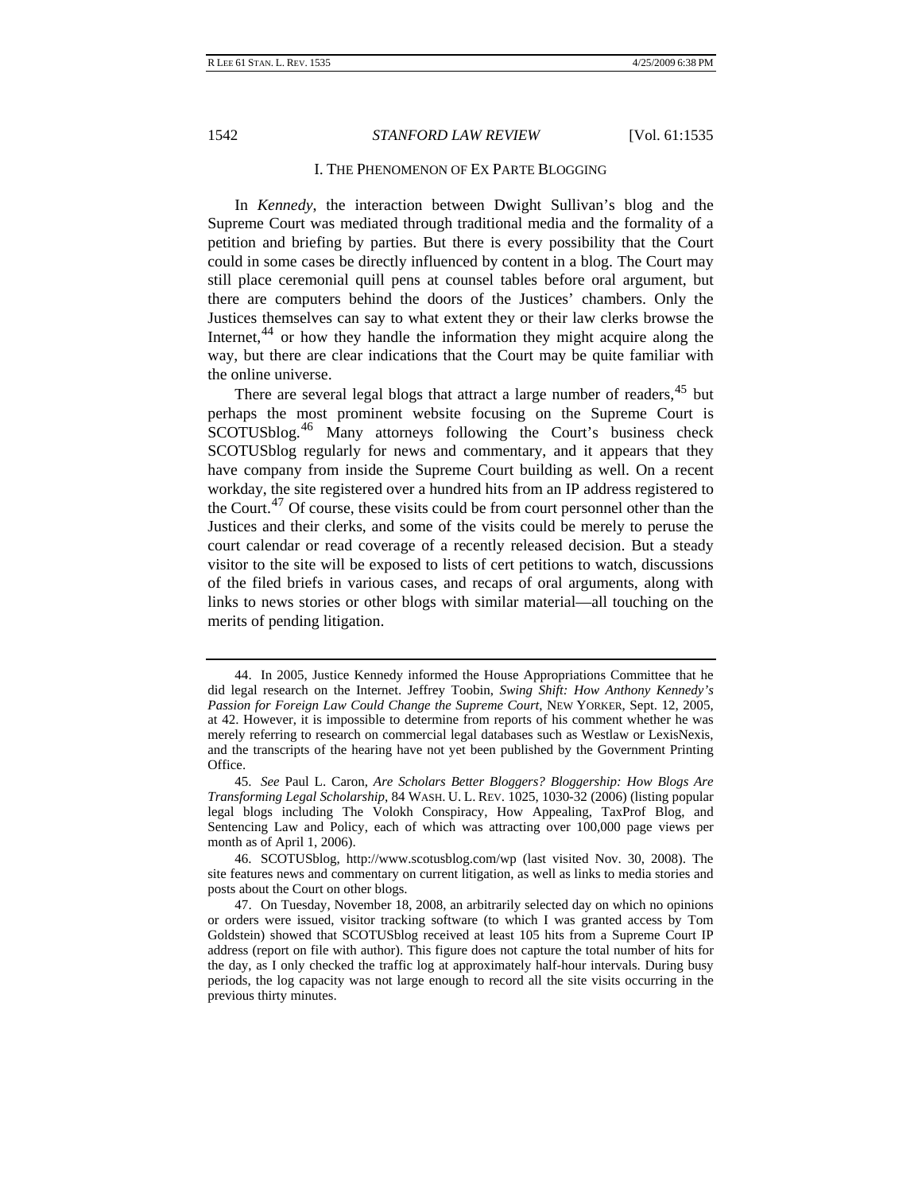## I. THE PHENOMENON OF EX PARTE BLOGGING

In *Kennedy*, the interaction between Dwight Sullivan's blog and the Supreme Court was mediated through traditional media and the formality of a petition and briefing by parties. But there is every possibility that the Court could in some cases be directly influenced by content in a blog. The Court may still place ceremonial quill pens at counsel tables before oral argument, but there are computers behind the doors of the Justices' chambers. Only the Justices themselves can say to what extent they or their law clerks browse the Internet,[44] or how they handle the information they might acquire along the way, but there are clear indications that the Court may be quite familiar with the online universe.

There are several legal blogs that attract a large number of readers,[45] but perhaps the most prominent website focusing on the Supreme Court is SCOTUSblog.[46] Many attorneys following the Court's business check SCOTUSblog regularly for news and commentary, and it appears that they have company from inside the Supreme Court building as well. On a recent workday, the site registered over a hundred hits from an IP address registered to the Court.[47] Of course, these visits could be from court personnel other than the Justices and their clerks, and some of the visits could be merely to peruse the court calendar or read coverage of a recently released decision. But a steady visitor to the site will be exposed to lists of cert petitions to watch, discussions of the filed briefs in various cases, and recaps of oral arguments, along with links to news stories or other blogs with similar material—all touching on the merits of pending litigation.

---

44. In 2005, Justice Kennedy informed the House Appropriations Committee that he did legal research on the Internet. Jeffrey Toobin, *Swing Shift: How Anthony Kennedy's Passion for Foreign Law Could Change the Supreme Court*, NEW YORKER, Sept. 12, 2005, at 42. However, it is impossible to determine from reports of his comment whether he was merely referring to research on commercial legal databases such as Westlaw or LexisNexis, and the transcripts of the hearing have not yet been published by the Government Printing Office.

45. *See* Paul L. Caron, *Are Scholars Better Bloggers? Bloggership: How Blogs Are Transforming Legal Scholarship*, 84 WASH. U. L. REV. 1025, 1030-32 (2006) (listing popular legal blogs including The Volokh Conspiracy, How Appealing, TaxProf Blog, and Sentencing Law and Policy, each of which was attracting over 100,000 page views per month as of April 1, 2006).

46. SCOTUSblog, http://www.scotusblog.com/wp (last visited Nov. 30, 2008). The site features news and commentary on current litigation, as well as links to media stories and posts about the Court on other blogs.

47. On Tuesday, November 18, 2008, an arbitrarily selected day on which no opinions or orders were issued, visitor tracking software (to which I was granted access by Tom Goldstein) showed that SCOTUSblog received at least 105 hits from a Supreme Court IP address (report on file with author). This figure does not capture the total number of hits for the day, as I only checked the traffic log at approximately half-hour intervals. During busy periods, the log capacity was not large enough to record all the site visits occurring in the previous thirty minutes.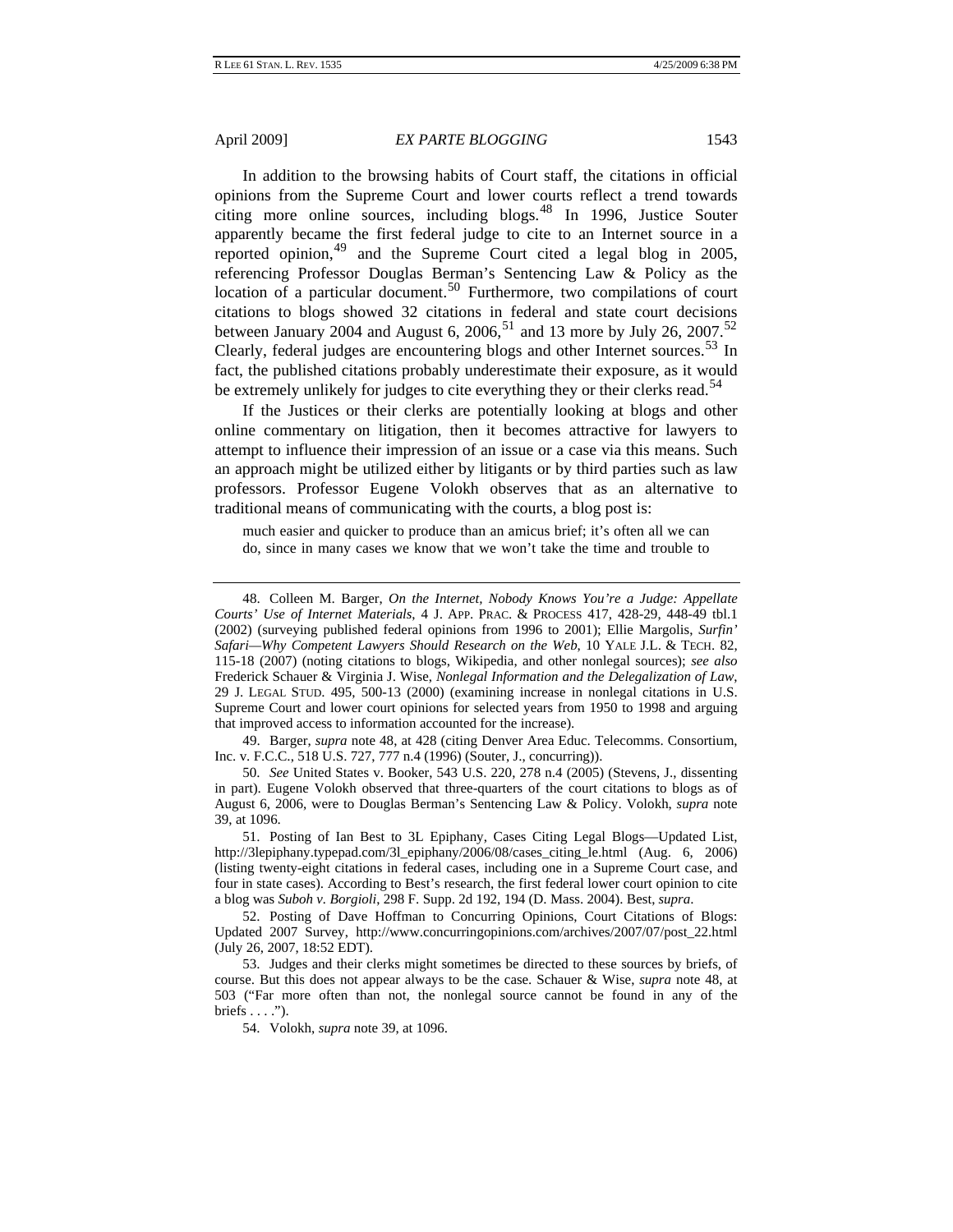In addition to the browsing habits of Court staff, the citations in official opinions from the Supreme Court and lower courts reflect a trend towards citing more online sources, including blogs.[48] In 1996, Justice Souter apparently became the first federal judge to cite to an Internet source in a reported opinion,[49] and the Supreme Court cited a legal blog in 2005, referencing Professor Douglas Berman's Sentencing Law & Policy as the location of a particular document.[50] Furthermore, two compilations of court citations to blogs showed 32 citations in federal and state court decisions between January 2004 and August 6, 2006,[51] and 13 more by July 26, 2007.[52] Clearly, federal judges are encountering blogs and other Internet sources.[53] In fact, the published citations probably underestimate their exposure, as it would be extremely unlikely for judges to cite everything they or their clerks read.[54]

If the Justices or their clerks are potentially looking at blogs and other online commentary on litigation, then it becomes attractive for lawyers to attempt to influence their impression of an issue or a case via this means. Such an approach might be utilized either by litigants or by third parties such as law professors. Professor Eugene Volokh observes that as an alternative to traditional means of communicating with the courts, a blog post is:

> much easier and quicker to produce than an amicus brief; it's often all we can do, since in many cases we know that we won't take the time and trouble to

---

48. Colleen M. Barger, *On the Internet, Nobody Knows You're a Judge: Appellate Courts' Use of Internet Materials*, 4 J. APP. PRAC. & PROCESS 417, 428-29, 448-49 tbl.1 (2002) (surveying published federal opinions from 1996 to 2001); Ellie Margolis, *Surfin' Safari—Why Competent Lawyers Should Research on the Web*, 10 YALE J.L. & TECH. 82, 115-18 (2007) (noting citations to blogs, Wikipedia, and other nonlegal sources); *see also* Frederick Schauer & Virginia J. Wise, *Nonlegal Information and the Delegalization of Law*, 29 J. LEGAL STUD. 495, 500-13 (2000) (examining increase in nonlegal citations in U.S. Supreme Court and lower court opinions for selected years from 1950 to 1998 and arguing that improved access to information accounted for the increase).

49. Barger, *supra* note 48, at 428 (citing Denver Area Educ. Telecomms. Consortium, Inc. v. F.C.C., 518 U.S. 727, 777 n.4 (1996) (Souter, J., concurring)).

50. *See* United States v. Booker, 543 U.S. 220, 278 n.4 (2005) (Stevens, J., dissenting in part). Eugene Volokh observed that three-quarters of the court citations to blogs as of August 6, 2006, were to Douglas Berman's Sentencing Law & Policy. Volokh, *supra* note 39, at 1096.

51. Posting of Ian Best to 3L Epiphany, Cases Citing Legal Blogs—Updated List, http://3lepiphany.typepad.com/3l_epiphany/2006/08/cases_citing_le.html (Aug. 6, 2006) (listing twenty-eight citations in federal cases, including one in a Supreme Court case, and four in state cases). According to Best's research, the first federal lower court opinion to cite a blog was *Suboh v. Borgioli*, 298 F. Supp. 2d 192, 194 (D. Mass. 2004). Best, *supra*.

52. Posting of Dave Hoffman to Concurring Opinions, Court Citations of Blogs: Updated 2007 Survey, http://www.concurringopinions.com/archives/2007/07/post_22.html (July 26, 2007, 18:52 EDT).

53. Judges and their clerks might sometimes be directed to these sources by briefs, of course. But this does not appear always to be the case. Schauer & Wise, *supra* note 48, at 503 ("Far more often than not, the nonlegal source cannot be found in any of the briefs . . . .").

54. Volokh, *supra* note 39, at 1096.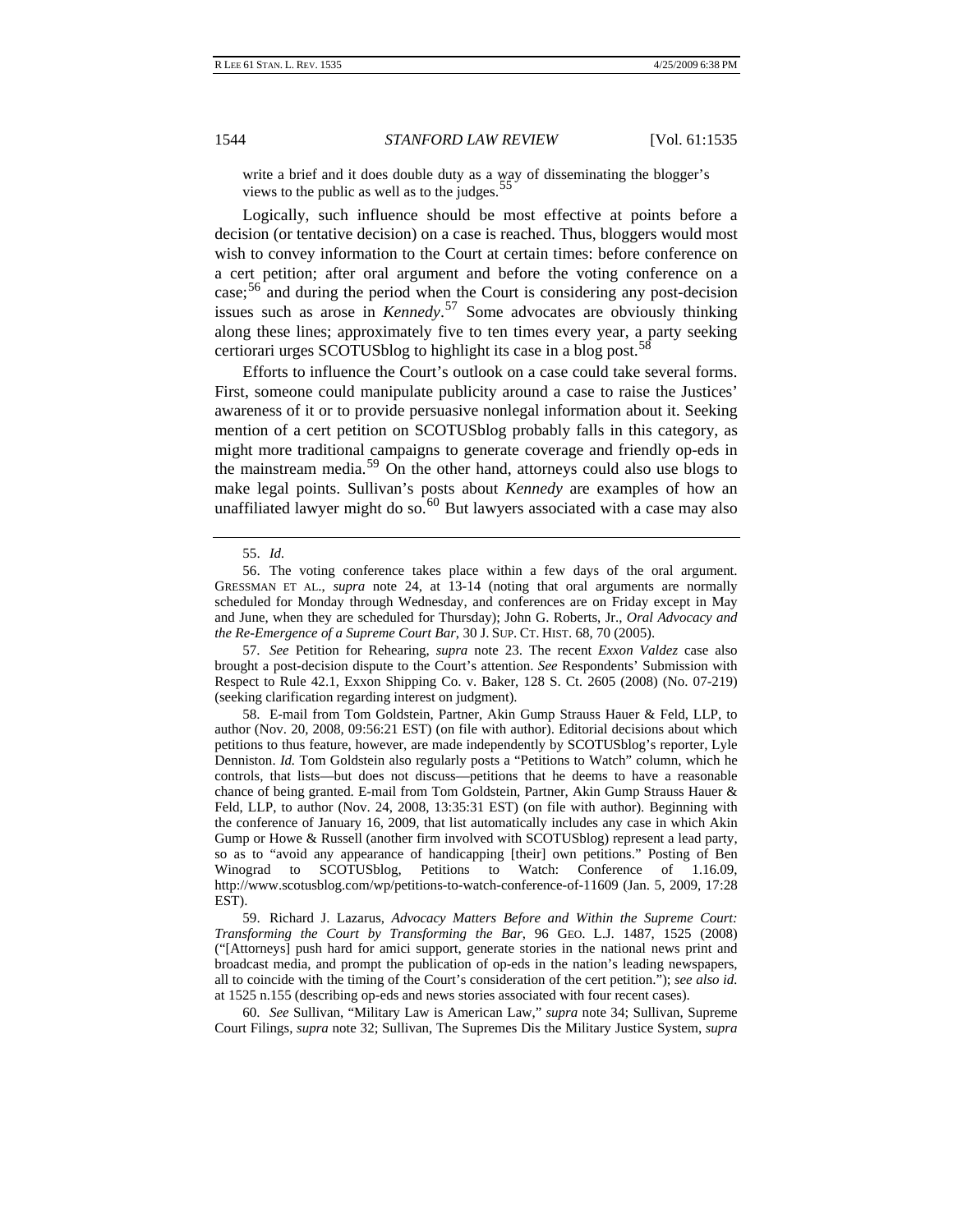write a brief and it does double duty as a way of disseminating the blogger's views to the public as well as to the judges.[55]

Logically, such influence should be most effective at points before a decision (or tentative decision) on a case is reached. Thus, bloggers would most wish to convey information to the Court at certain times: before conference on a cert petition; after oral argument and before the voting conference on a case;[56] and during the period when the Court is considering any post-decision issues such as arose in *Kennedy*.[57] Some advocates are obviously thinking along these lines; approximately five to ten times every year, a party seeking certiorari urges SCOTUSblog to highlight its case in a blog post.[58]

Efforts to influence the Court's outlook on a case could take several forms. First, someone could manipulate publicity around a case to raise the Justices' awareness of it or to provide persuasive nonlegal information about it. Seeking mention of a cert petition on SCOTUSblog probably falls in this category, as might more traditional campaigns to generate coverage and friendly op-eds in the mainstream media.[59] On the other hand, attorneys could also use blogs to make legal points. Sullivan's posts about *Kennedy* are examples of how an unaffiliated lawyer might do so.[60] But lawyers associated with a case may also

---

55. *Id.*

56. The voting conference takes place within a few days of the oral argument. GRESSMAN ET AL., *supra* note 24, at 13-14 (noting that oral arguments are normally scheduled for Monday through Wednesday, and conferences are on Friday except in May and June, when they are scheduled for Thursday); John G. Roberts, Jr., *Oral Advocacy and the Re-Emergence of a Supreme Court Bar*, 30 J. SUP. CT. HIST. 68, 70 (2005).

57. *See* Petition for Rehearing, *supra* note 23. The recent *Exxon Valdez* case also brought a post-decision dispute to the Court's attention. *See* Respondents' Submission with Respect to Rule 42.1, Exxon Shipping Co. v. Baker, 128 S. Ct. 2605 (2008) (No. 07-219) (seeking clarification regarding interest on judgment).

58. E-mail from Tom Goldstein, Partner, Akin Gump Strauss Hauer & Feld, LLP, to author (Nov. 20, 2008, 09:56:21 EST) (on file with author). Editorial decisions about which petitions to thus feature, however, are made independently by SCOTUSblog's reporter, Lyle Denniston. *Id.* Tom Goldstein also regularly posts a "Petitions to Watch" column, which he controls, that lists—but does not discuss—petitions that he deems to have a reasonable chance of being granted. E-mail from Tom Goldstein, Partner, Akin Gump Strauss Hauer & Feld, LLP, to author (Nov. 24, 2008, 13:35:31 EST) (on file with author). Beginning with the conference of January 16, 2009, that list automatically includes any case in which Akin Gump or Howe & Russell (another firm involved with SCOTUSblog) represent a lead party, so as to "avoid any appearance of handicapping [their] own petitions." Posting of Ben Winograd to SCOTUSblog, Petitions to Watch: Conference of 1.16.09, http://www.scotusblog.com/wp/petitions-to-watch-conference-of-11609 (Jan. 5, 2009, 17:28 EST).

59. Richard J. Lazarus, *Advocacy Matters Before and Within the Supreme Court: Transforming the Court by Transforming the Bar*, 96 GEO. L.J. 1487, 1525 (2008) ("[Attorneys] push hard for amici support, generate stories in the national news print and broadcast media, and prompt the publication of op-eds in the nation's leading newspapers, all to coincide with the timing of the Court's consideration of the cert petition."); *see also id.* at 1525 n.155 (describing op-eds and news stories associated with four recent cases).

60. *See* Sullivan, "Military Law is American Law," *supra* note 34; Sullivan, Supreme Court Filings, *supra* note 32; Sullivan, The Supremes Dis the Military Justice System, *supra*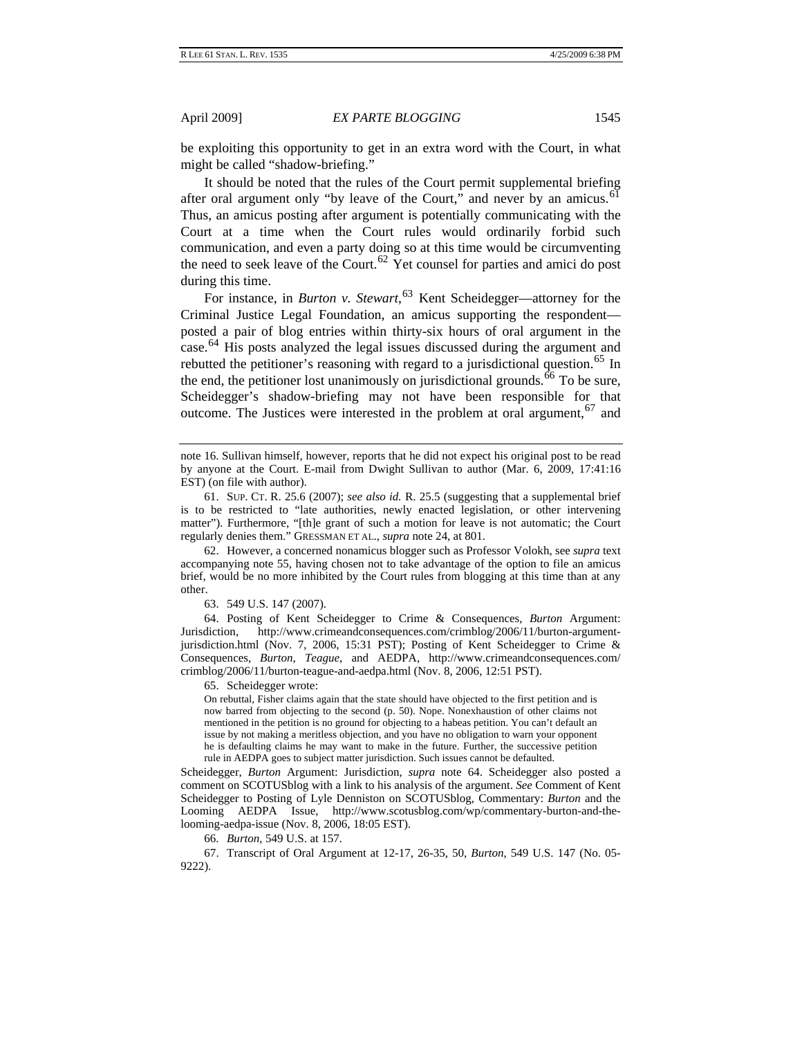be exploiting this opportunity to get in an extra word with the Court, in what might be called "shadow-briefing."

It should be noted that the rules of the Court permit supplemental briefing after oral argument only "by leave of the Court," and never by an amicus.[61] Thus, an amicus posting after argument is potentially communicating with the Court at a time when the Court rules would ordinarily forbid such communication, and even a party doing so at this time would be circumventing the need to seek leave of the Court.[62] Yet counsel for parties and amici do post during this time.

For instance, in *Burton v. Stewart*,[63] Kent Scheidegger—attorney for the Criminal Justice Legal Foundation, an amicus supporting the respondent—posted a pair of blog entries within thirty-six hours of oral argument in the case.[64] His posts analyzed the legal issues discussed during the argument and rebutted the petitioner's reasoning with regard to a jurisdictional question.[65] In the end, the petitioner lost unanimously on jurisdictional grounds.[66] To be sure, Scheidegger's shadow-briefing may not have been responsible for that outcome. The Justices were interested in the problem at oral argument,[67] and

---

note 16. Sullivan himself, however, reports that he did not expect his original post to be read by anyone at the Court. E-mail from Dwight Sullivan to author (Mar. 6, 2009, 17:41:16 EST) (on file with author).

61. SUP. CT. R. 25.6 (2007); *see also id.* R. 25.5 (suggesting that a supplemental brief is to be restricted to "late authorities, newly enacted legislation, or other intervening matter"). Furthermore, "[th]e grant of such a motion for leave is not automatic; the Court regularly denies them." GRESSMAN ET AL., *supra* note 24, at 801.

62. However, a concerned nonamicus blogger such as Professor Volokh, see *supra* text accompanying note 55, having chosen not to take advantage of the option to file an amicus brief, would be no more inhibited by the Court rules from blogging at this time than at any other.

63. 549 U.S. 147 (2007).

64. Posting of Kent Scheidegger to Crime & Consequences, *Burton* Argument: Jurisdiction, http://www.crimeandconsequences.com/crimblog/2006/11/burton-argument-jurisdiction.html (Nov. 7, 2006, 15:31 PST); Posting of Kent Scheidegger to Crime & Consequences, *Burton*, *Teague*, and AEDPA, http://www.crimeandconsequences.com/crimblog/2006/11/burton-teague-and-aedpa.html (Nov. 8, 2006, 12:51 PST).

65. Scheidegger wrote:

> On rebuttal, Fisher claims again that the state should have objected to the first petition and is now barred from objecting to the second (p. 50). Nope. Nonexhaustion of other claims not mentioned in the petition is no ground for objecting to a habeas petition. You can't default an issue by not making a meritless objection, and you have no obligation to warn your opponent he is defaulting claims he may want to make in the future. Further, the successive petition rule in AEDPA goes to subject matter jurisdiction. Such issues cannot be defaulted.

Scheidegger, *Burton* Argument: Jurisdiction, *supra* note 64. Scheidegger also posted a comment on SCOTUSblog with a link to his analysis of the argument. *See* Comment of Kent Scheidegger to Posting of Lyle Denniston on SCOTUSblog, Commentary: *Burton* and the Looming AEDPA Issue, http://www.scotusblog.com/wp/commentary-burton-and-the-looming-aedpa-issue (Nov. 8, 2006, 18:05 EST).

66. *Burton*, 549 U.S. at 157.

67. Transcript of Oral Argument at 12-17, 26-35, 50, *Burton*, 549 U.S. 147 (No. 05-9222).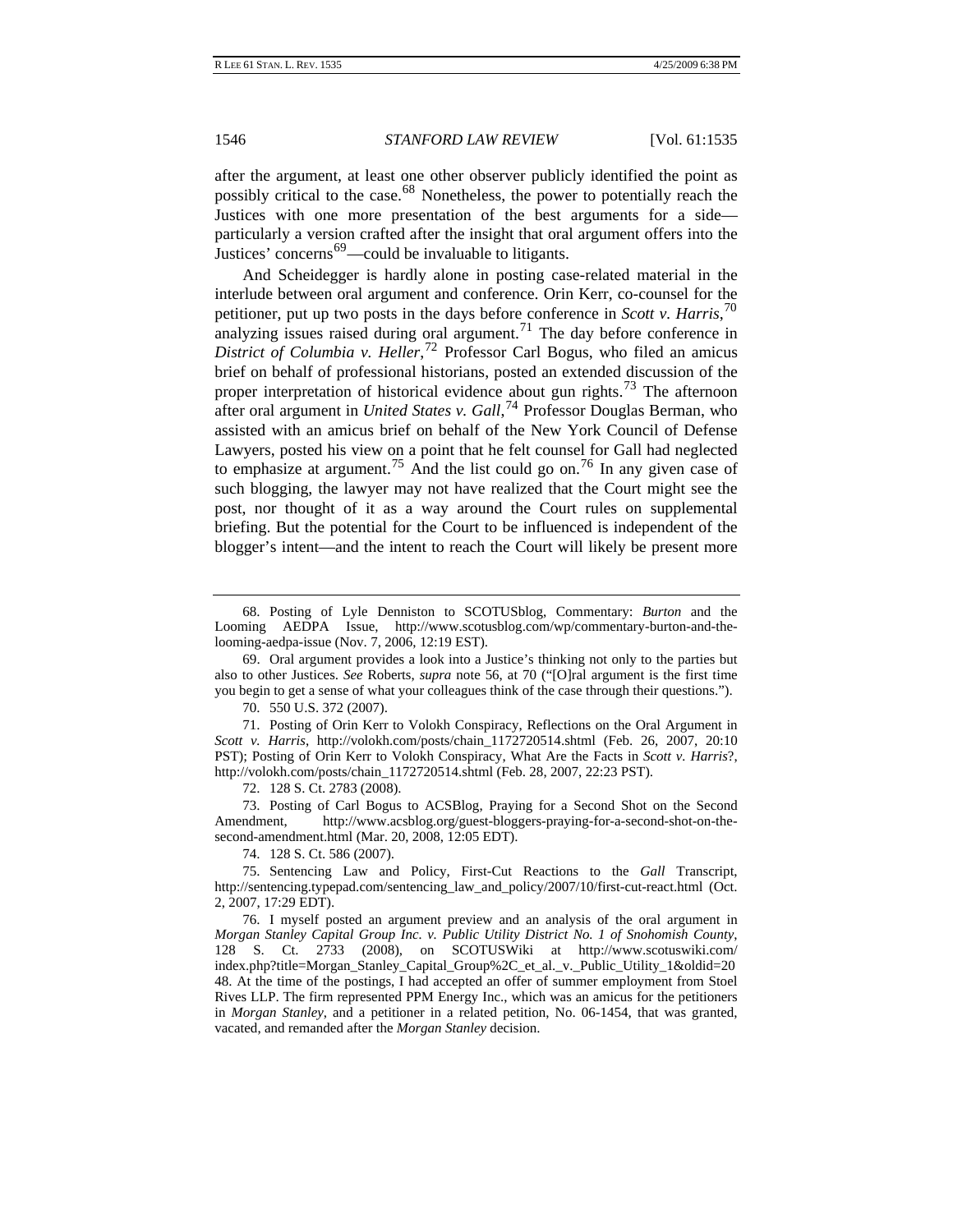after the argument, at least one other observer publicly identified the point as possibly critical to the case.[68] Nonetheless, the power to potentially reach the Justices with one more presentation of the best arguments for a side—particularly a version crafted after the insight that oral argument offers into the Justices' concerns[69]—could be invaluable to litigants.

And Scheidegger is hardly alone in posting case-related material in the interlude between oral argument and conference. Orin Kerr, co-counsel for the petitioner, put up two posts in the days before conference in *Scott v. Harris*,[70] analyzing issues raised during oral argument.[71] The day before conference in *District of Columbia v. Heller*,[72] Professor Carl Bogus, who filed an amicus brief on behalf of professional historians, posted an extended discussion of the proper interpretation of historical evidence about gun rights.[73] The afternoon after oral argument in *United States v. Gall*,[74] Professor Douglas Berman, who assisted with an amicus brief on behalf of the New York Council of Defense Lawyers, posted his view on a point that he felt counsel for Gall had neglected to emphasize at argument.[75] And the list could go on.[76] In any given case of such blogging, the lawyer may not have realized that the Court might see the post, nor thought of it as a way around the Court rules on supplemental briefing. But the potential for the Court to be influenced is independent of the blogger's intent—and the intent to reach the Court will likely be present more

---

68. Posting of Lyle Denniston to SCOTUSblog, Commentary: *Burton* and the Looming AEDPA Issue, http://www.scotusblog.com/wp/commentary-burton-and-the-looming-aedpa-issue (Nov. 7, 2006, 12:19 EST).

69. Oral argument provides a look into a Justice's thinking not only to the parties but also to other Justices. *See* Roberts, *supra* note 56, at 70 ("[O]ral argument is the first time you begin to get a sense of what your colleagues think of the case through their questions.").

70. 550 U.S. 372 (2007).

71. Posting of Orin Kerr to Volokh Conspiracy, Reflections on the Oral Argument in *Scott v. Harris*, http://volokh.com/posts/chain_1172720514.shtml (Feb. 26, 2007, 20:10 PST); Posting of Orin Kerr to Volokh Conspiracy, What Are the Facts in *Scott v. Harris*?, http://volokh.com/posts/chain_1172720514.shtml (Feb. 28, 2007, 22:23 PST).

72. 128 S. Ct. 2783 (2008).

73. Posting of Carl Bogus to ACSBlog, Praying for a Second Shot on the Second Amendment, http://www.acsblog.org/guest-bloggers-praying-for-a-second-shot-on-the-second-amendment.html (Mar. 20, 2008, 12:05 EDT).

74. 128 S. Ct. 586 (2007).

75. Sentencing Law and Policy, First-Cut Reactions to the *Gall* Transcript, http://sentencing.typepad.com/sentencing_law_and_policy/2007/10/first-cut-react.html (Oct. 2, 2007, 17:29 EDT).

76. I myself posted an argument preview and an analysis of the oral argument in *Morgan Stanley Capital Group Inc. v. Public Utility District No. 1 of Snohomish County*, 128 S. Ct. 2733 (2008), on SCOTUSWiki at http://www.scotuswiki.com/index.php?title=Morgan_Stanley_Capital_Group%2C_et_al._v._Public_Utility_1&oldid=2048. At the time of the postings, I had accepted an offer of summer employment from Stoel Rives LLP. The firm represented PPM Energy Inc., which was an amicus for the petitioners in *Morgan Stanley*, and a petitioner in a related petition, No. 06-1454, that was granted, vacated, and remanded after the *Morgan Stanley* decision.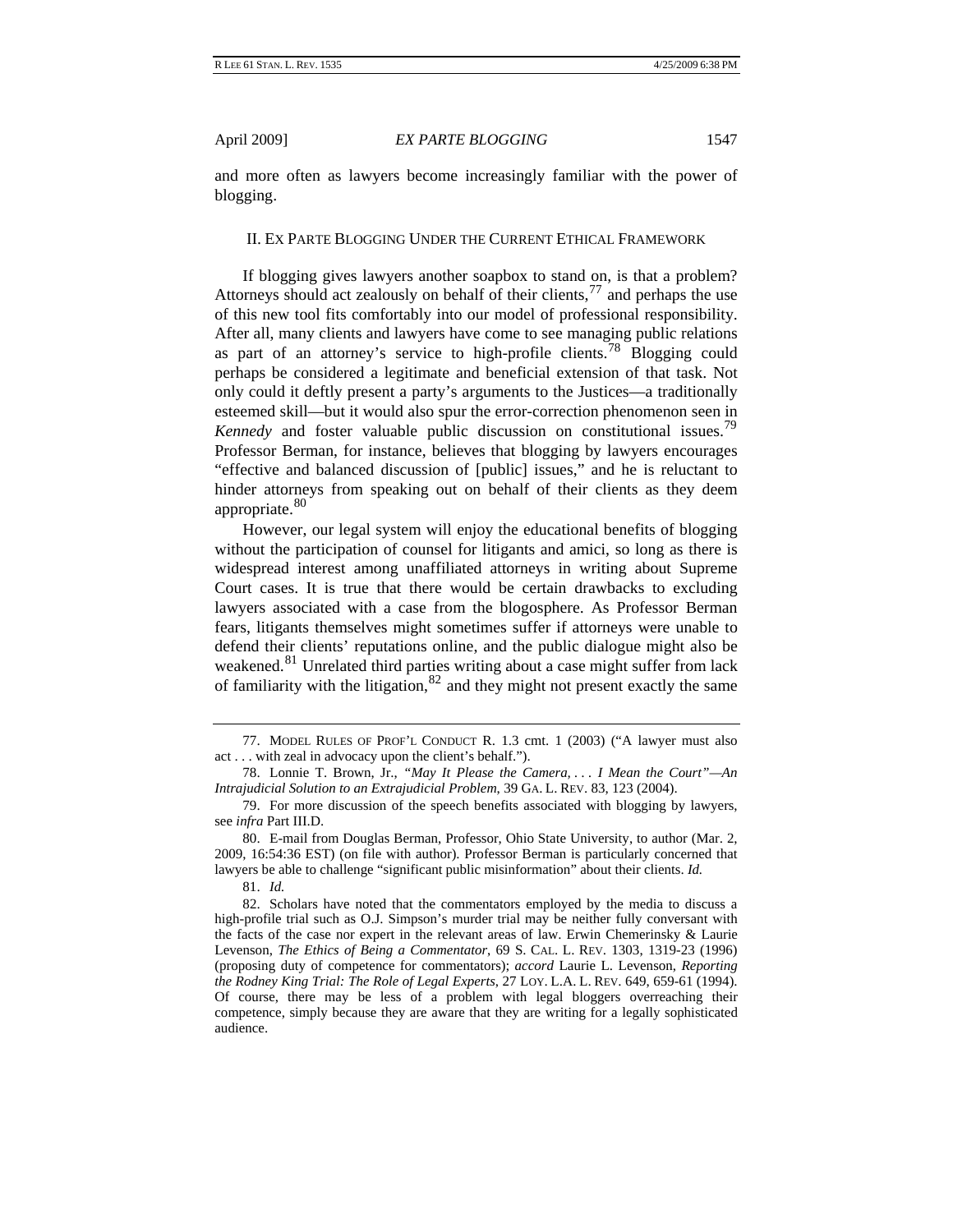and more often as lawyers become increasingly familiar with the power of blogging.

## II. Ex Parte Blogging Under the Current Ethical Framework

If blogging gives lawyers another soapbox to stand on, is that a problem? Attorneys should act zealously on behalf of their clients,[77] and perhaps the use of this new tool fits comfortably into our model of professional responsibility. After all, many clients and lawyers have come to see managing public relations as part of an attorney's service to high-profile clients.[78] Blogging could perhaps be considered a legitimate and beneficial extension of that task. Not only could it deftly present a party's arguments to the Justices—a traditionally esteemed skill—but it would also spur the error-correction phenomenon seen in *Kennedy* and foster valuable public discussion on constitutional issues.[79] Professor Berman, for instance, believes that blogging by lawyers encourages "effective and balanced discussion of [public] issues," and he is reluctant to hinder attorneys from speaking out on behalf of their clients as they deem appropriate.[80]

However, our legal system will enjoy the educational benefits of blogging without the participation of counsel for litigants and amici, so long as there is widespread interest among unaffiliated attorneys in writing about Supreme Court cases. It is true that there would be certain drawbacks to excluding lawyers associated with a case from the blogosphere. As Professor Berman fears, litigants themselves might sometimes suffer if attorneys were unable to defend their clients' reputations online, and the public dialogue might also be weakened.[81] Unrelated third parties writing about a case might suffer from lack of familiarity with the litigation,[82] and they might not present exactly the same

---

77. Model Rules of Prof'l Conduct R. 1.3 cmt. 1 (2003) ("A lawyer must also act . . . with zeal in advocacy upon the client's behalf.").

78. Lonnie T. Brown, Jr., *"May It Please the Camera, . . . I Mean the Court"—An Intrajudicial Solution to an Extrajudicial Problem*, 39 Ga. L. Rev. 83, 123 (2004).

79. For more discussion of the speech benefits associated with blogging by lawyers, see *infra* Part III.D.

80. E-mail from Douglas Berman, Professor, Ohio State University, to author (Mar. 2, 2009, 16:54:36 EST) (on file with author). Professor Berman is particularly concerned that lawyers be able to challenge "significant public misinformation" about their clients. *Id.*

81. *Id.*

82. Scholars have noted that the commentators employed by the media to discuss a high-profile trial such as O.J. Simpson's murder trial may be neither fully conversant with the facts of the case nor expert in the relevant areas of law. Erwin Chemerinsky & Laurie Levenson, *The Ethics of Being a Commentator*, 69 S. Cal. L. Rev. 1303, 1319-23 (1996) (proposing duty of competence for commentators); *accord* Laurie L. Levenson, *Reporting the Rodney King Trial: The Role of Legal Experts*, 27 Loy. L.A. L. Rev. 649, 659-61 (1994). Of course, there may be less of a problem with legal bloggers overreaching their competence, simply because they are aware that they are writing for a legally sophisticated audience.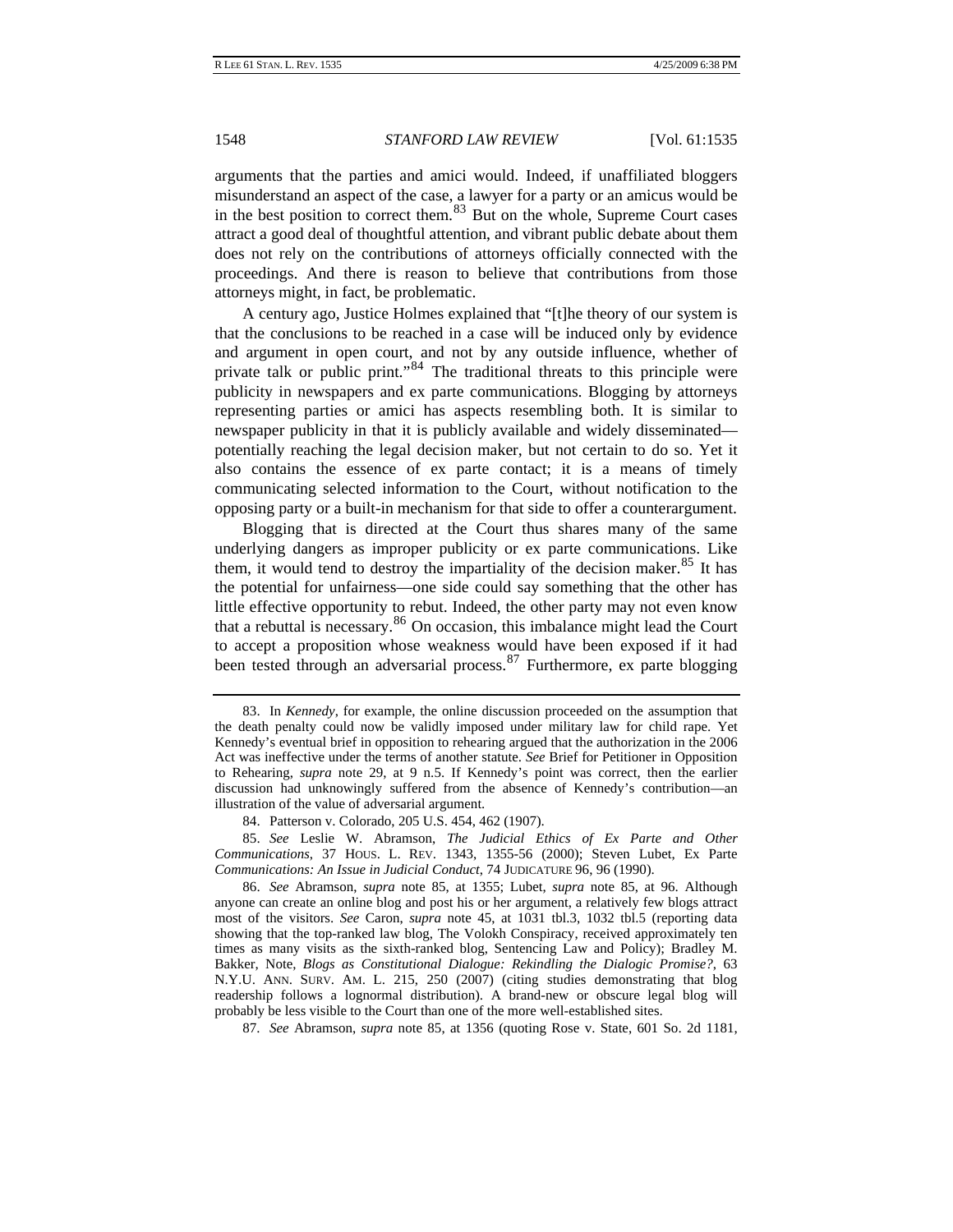arguments that the parties and amici would. Indeed, if unaffiliated bloggers misunderstand an aspect of the case, a lawyer for a party or an amicus would be in the best position to correct them.[83] But on the whole, Supreme Court cases attract a good deal of thoughtful attention, and vibrant public debate about them does not rely on the contributions of attorneys officially connected with the proceedings. And there is reason to believe that contributions from those attorneys might, in fact, be problematic.

A century ago, Justice Holmes explained that "[t]he theory of our system is that the conclusions to be reached in a case will be induced only by evidence and argument in open court, and not by any outside influence, whether of private talk or public print."[84] The traditional threats to this principle were publicity in newspapers and ex parte communications. Blogging by attorneys representing parties or amici has aspects resembling both. It is similar to newspaper publicity in that it is publicly available and widely disseminated—potentially reaching the legal decision maker, but not certain to do so. Yet it also contains the essence of ex parte contact; it is a means of timely communicating selected information to the Court, without notification to the opposing party or a built-in mechanism for that side to offer a counterargument.

Blogging that is directed at the Court thus shares many of the same underlying dangers as improper publicity or ex parte communications. Like them, it would tend to destroy the impartiality of the decision maker.[85] It has the potential for unfairness—one side could say something that the other has little effective opportunity to rebut. Indeed, the other party may not even know that a rebuttal is necessary.[86] On occasion, this imbalance might lead the Court to accept a proposition whose weakness would have been exposed if it had been tested through an adversarial process.[87] Furthermore, ex parte blogging

---

83. In *Kennedy*, for example, the online discussion proceeded on the assumption that the death penalty could now be validly imposed under military law for child rape. Yet Kennedy's eventual brief in opposition to rehearing argued that the authorization in the 2006 Act was ineffective under the terms of another statute. *See* Brief for Petitioner in Opposition to Rehearing, *supra* note 29, at 9 n.5. If Kennedy's point was correct, then the earlier discussion had unknowingly suffered from the absence of Kennedy's contribution—an illustration of the value of adversarial argument.

84. Patterson v. Colorado, 205 U.S. 454, 462 (1907).

85. *See* Leslie W. Abramson, *The Judicial Ethics of Ex Parte and Other Communications*, 37 HOUS. L. REV. 1343, 1355-56 (2000); Steven Lubet, Ex Parte *Communications: An Issue in Judicial Conduct*, 74 JUDICATURE 96, 96 (1990).

86. *See* Abramson, *supra* note 85, at 1355; Lubet, *supra* note 85, at 96. Although anyone can create an online blog and post his or her argument, a relatively few blogs attract most of the visitors. *See* Caron, *supra* note 45, at 1031 tbl.3, 1032 tbl.5 (reporting data showing that the top-ranked law blog, The Volokh Conspiracy, received approximately ten times as many visits as the sixth-ranked blog, Sentencing Law and Policy); Bradley M. Bakker, Note, *Blogs as Constitutional Dialogue: Rekindling the Dialogic Promise?*, 63 N.Y.U. ANN. SURV. AM. L. 215, 250 (2007) (citing studies demonstrating that blog readership follows a lognormal distribution). A brand-new or obscure legal blog will probably be less visible to the Court than one of the more well-established sites.

87. *See* Abramson, *supra* note 85, at 1356 (quoting Rose v. State, 601 So. 2d 1181,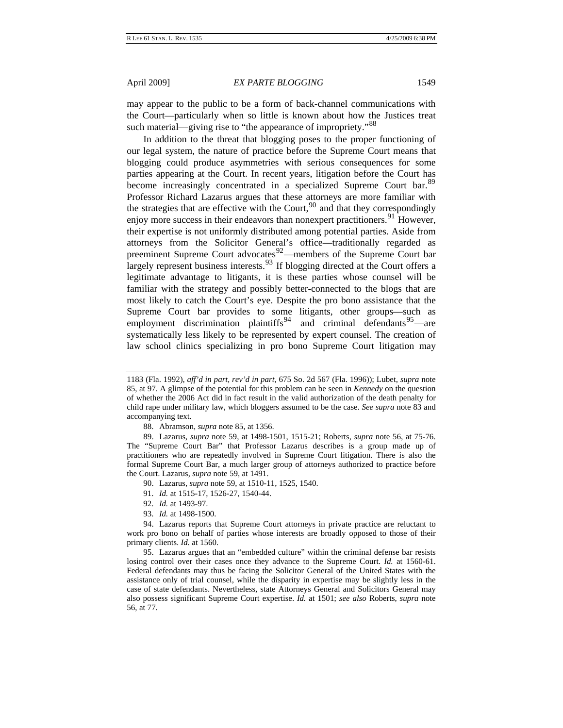may appear to the public to be a form of back-channel communications with the Court—particularly when so little is known about how the Justices treat such material—giving rise to "the appearance of impropriety."[88]

In addition to the threat that blogging poses to the proper functioning of our legal system, the nature of practice before the Supreme Court means that blogging could produce asymmetries with serious consequences for some parties appearing at the Court. In recent years, litigation before the Court has become increasingly concentrated in a specialized Supreme Court bar.[89] Professor Richard Lazarus argues that these attorneys are more familiar with the strategies that are effective with the Court,[90] and that they correspondingly enjoy more success in their endeavors than nonexpert practitioners.[91] However, their expertise is not uniformly distributed among potential parties. Aside from attorneys from the Solicitor General's office—traditionally regarded as preeminent Supreme Court advocates[92]—members of the Supreme Court bar largely represent business interests.[93] If blogging directed at the Court offers a legitimate advantage to litigants, it is these parties whose counsel will be familiar with the strategy and possibly better-connected to the blogs that are most likely to catch the Court's eye. Despite the pro bono assistance that the Supreme Court bar provides to some litigants, other groups—such as employment discrimination plaintiffs[94] and criminal defendants[95]—are systematically less likely to be represented by expert counsel. The creation of law school clinics specializing in pro bono Supreme Court litigation may

---

1183 (Fla. 1992), *aff'd in part, rev'd in part*, 675 So. 2d 567 (Fla. 1996)); Lubet, *supra* note 85, at 97. A glimpse of the potential for this problem can be seen in *Kennedy* on the question of whether the 2006 Act did in fact result in the valid authorization of the death penalty for child rape under military law, which bloggers assumed to be the case. *See supra* note 83 and accompanying text.

88. Abramson, *supra* note 85, at 1356.

89. Lazarus, *supra* note 59, at 1498-1501, 1515-21; Roberts, *supra* note 56, at 75-76. The "Supreme Court Bar" that Professor Lazarus describes is a group made up of practitioners who are repeatedly involved in Supreme Court litigation. There is also the formal Supreme Court Bar, a much larger group of attorneys authorized to practice before the Court. Lazarus, *supra* note 59, at 1491.

90. Lazarus, *supra* note 59, at 1510-11, 1525, 1540.

91. *Id.* at 1515-17, 1526-27, 1540-44.

92. *Id.* at 1493-97.

93. *Id.* at 1498-1500.

94. Lazarus reports that Supreme Court attorneys in private practice are reluctant to work pro bono on behalf of parties whose interests are broadly opposed to those of their primary clients. *Id.* at 1560.

95. Lazarus argues that an "embedded culture" within the criminal defense bar resists losing control over their cases once they advance to the Supreme Court. *Id.* at 1560-61. Federal defendants may thus be facing the Solicitor General of the United States with the assistance only of trial counsel, while the disparity in expertise may be slightly less in the case of state defendants. Nevertheless, state Attorneys General and Solicitors General may also possess significant Supreme Court expertise. *Id.* at 1501; *see also* Roberts, *supra* note 56, at 77.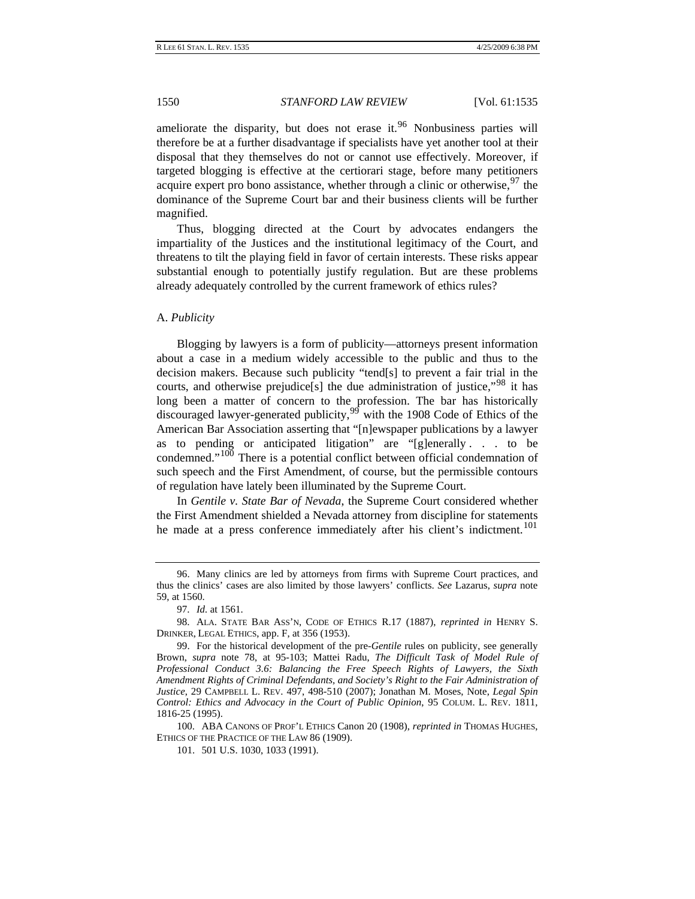ameliorate the disparity, but does not erase it.[96] Nonbusiness parties will therefore be at a further disadvantage if specialists have yet another tool at their disposal that they themselves do not or cannot use effectively. Moreover, if targeted blogging is effective at the certiorari stage, before many petitioners acquire expert pro bono assistance, whether through a clinic or otherwise,[97] the dominance of the Supreme Court bar and their business clients will be further magnified.

Thus, blogging directed at the Court by advocates endangers the impartiality of the Justices and the institutional legitimacy of the Court, and threatens to tilt the playing field in favor of certain interests. These risks appear substantial enough to potentially justify regulation. But are these problems already adequately controlled by the current framework of ethics rules?

### A. *Publicity*

Blogging by lawyers is a form of publicity—attorneys present information about a case in a medium widely accessible to the public and thus to the decision makers. Because such publicity "tend[s] to prevent a fair trial in the courts, and otherwise prejudice[s] the due administration of justice,"[98] it has long been a matter of concern to the profession. The bar has historically discouraged lawyer-generated publicity,[99] with the 1908 Code of Ethics of the American Bar Association asserting that "[n]ewspaper publications by a lawyer as to pending or anticipated litigation" are "[g]enerally . . . to be condemned."[100] There is a potential conflict between official condemnation of such speech and the First Amendment, of course, but the permissible contours of regulation have lately been illuminated by the Supreme Court.

In *Gentile v. State Bar of Nevada*, the Supreme Court considered whether the First Amendment shielded a Nevada attorney from discipline for statements he made at a press conference immediately after his client's indictment.[101]

---

96. Many clinics are led by attorneys from firms with Supreme Court practices, and thus the clinics' cases are also limited by those lawyers' conflicts. *See* Lazarus, *supra* note 59, at 1560.

97. *Id.* at 1561.

98. ALA. STATE BAR ASS'N, CODE OF ETHICS R.17 (1887), *reprinted in* HENRY S. DRINKER, LEGAL ETHICS, app. F, at 356 (1953).

99. For the historical development of the pre-*Gentile* rules on publicity, see generally Brown, *supra* note 78, at 95-103; Mattei Radu, *The Difficult Task of Model Rule of Professional Conduct 3.6: Balancing the Free Speech Rights of Lawyers, the Sixth Amendment Rights of Criminal Defendants, and Society's Right to the Fair Administration of Justice*, 29 CAMPBELL L. REV. 497, 498-510 (2007); Jonathan M. Moses, Note, *Legal Spin Control: Ethics and Advocacy in the Court of Public Opinion*, 95 COLUM. L. REV. 1811, 1816-25 (1995).

100. ABA CANONS OF PROF'L ETHICS Canon 20 (1908), *reprinted in* THOMAS HUGHES, ETHICS OF THE PRACTICE OF THE LAW 86 (1909).

101. 501 U.S. 1030, 1033 (1991).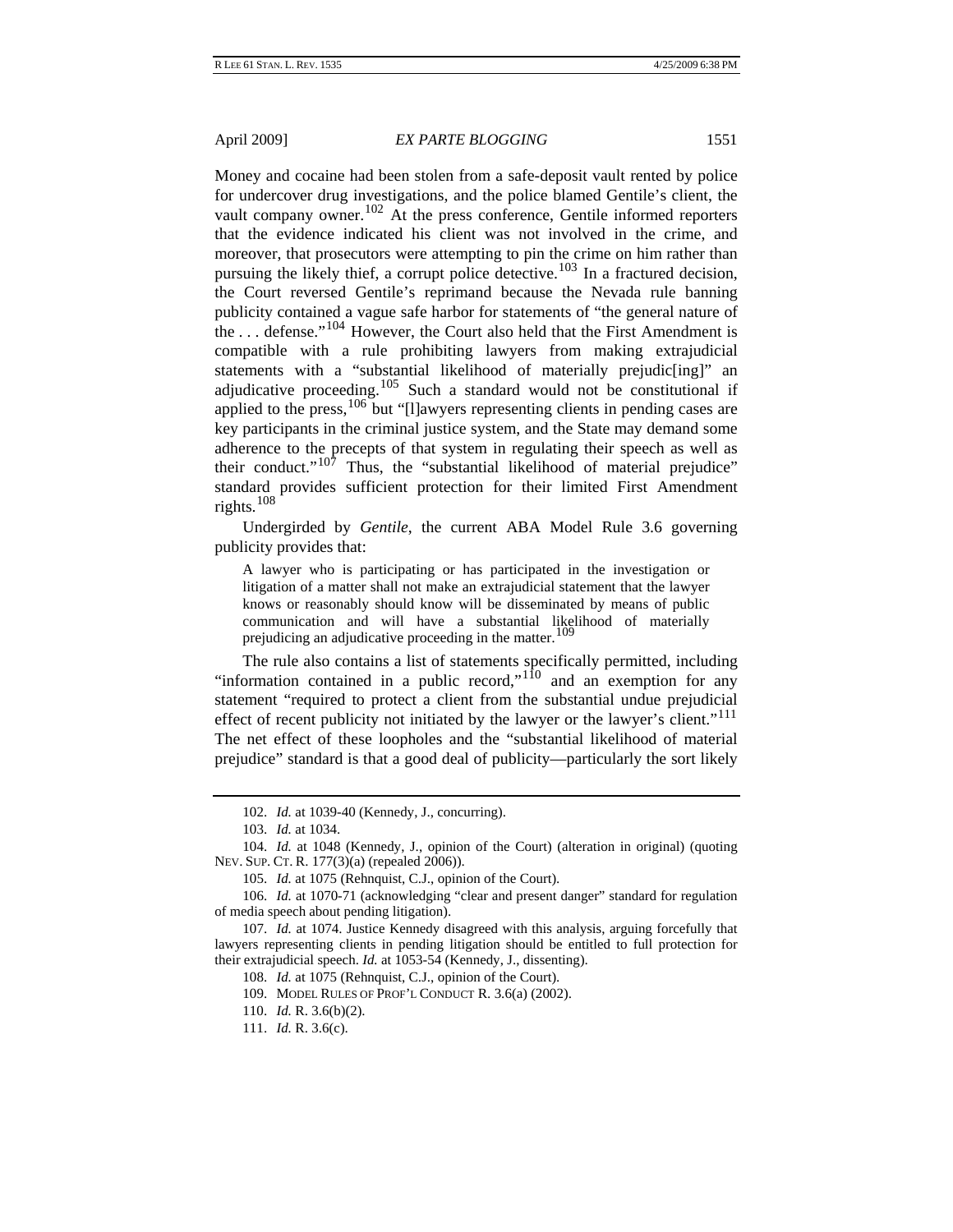Money and cocaine had been stolen from a safe-deposit vault rented by police for undercover drug investigations, and the police blamed Gentile's client, the vault company owner.[102] At the press conference, Gentile informed reporters that the evidence indicated his client was not involved in the crime, and moreover, that prosecutors were attempting to pin the crime on him rather than pursuing the likely thief, a corrupt police detective.[103] In a fractured decision, the Court reversed Gentile's reprimand because the Nevada rule banning publicity contained a vague safe harbor for statements of "the general nature of the . . . defense."[104] However, the Court also held that the First Amendment is compatible with a rule prohibiting lawyers from making extrajudicial statements with a "substantial likelihood of materially prejudic[ing]" an adjudicative proceeding.[105] Such a standard would not be constitutional if applied to the press,[106] but "[l]awyers representing clients in pending cases are key participants in the criminal justice system, and the State may demand some adherence to the precepts of that system in regulating their speech as well as their conduct."[107] Thus, the "substantial likelihood of material prejudice" standard provides sufficient protection for their limited First Amendment rights.[108]

Undergirded by *Gentile*, the current ABA Model Rule 3.6 governing publicity provides that:

> A lawyer who is participating or has participated in the investigation or litigation of a matter shall not make an extrajudicial statement that the lawyer knows or reasonably should know will be disseminated by means of public communication and will have a substantial likelihood of materially prejudicing an adjudicative proceeding in the matter.[109]

The rule also contains a list of statements specifically permitted, including "information contained in a public record,"[110] and an exemption for any statement "required to protect a client from the substantial undue prejudicial effect of recent publicity not initiated by the lawyer or the lawyer's client."[111] The net effect of these loopholes and the "substantial likelihood of material prejudice" standard is that a good deal of publicity—particularly the sort likely

---

102. *Id.* at 1039-40 (Kennedy, J., concurring).

103. *Id.* at 1034.

104. *Id.* at 1048 (Kennedy, J., opinion of the Court) (alteration in original) (quoting NEV. SUP. CT. R. 177(3)(a) (repealed 2006)).

105. *Id.* at 1075 (Rehnquist, C.J., opinion of the Court).

106. *Id.* at 1070-71 (acknowledging "clear and present danger" standard for regulation of media speech about pending litigation).

107. *Id.* at 1074. Justice Kennedy disagreed with this analysis, arguing forcefully that lawyers representing clients in pending litigation should be entitled to full protection for their extrajudicial speech. *Id.* at 1053-54 (Kennedy, J., dissenting).

108. *Id.* at 1075 (Rehnquist, C.J., opinion of the Court).

109. MODEL RULES OF PROF'L CONDUCT R. 3.6(a) (2002).

110. *Id.* R. 3.6(b)(2).

111. *Id.* R. 3.6(c).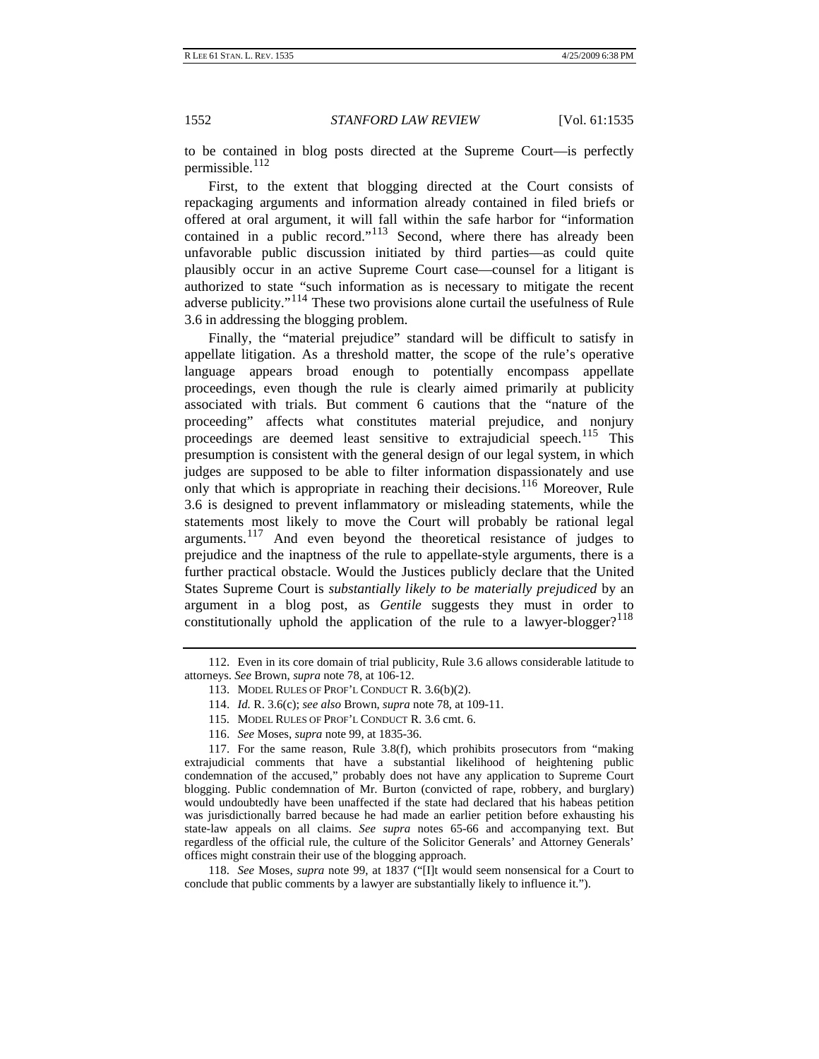to be contained in blog posts directed at the Supreme Court—is perfectly permissible.[112]

First, to the extent that blogging directed at the Court consists of repackaging arguments and information already contained in filed briefs or offered at oral argument, it will fall within the safe harbor for "information contained in a public record."[113] Second, where there has already been unfavorable public discussion initiated by third parties—as could quite plausibly occur in an active Supreme Court case—counsel for a litigant is authorized to state "such information as is necessary to mitigate the recent adverse publicity."[114] These two provisions alone curtail the usefulness of Rule 3.6 in addressing the blogging problem.

Finally, the "material prejudice" standard will be difficult to satisfy in appellate litigation. As a threshold matter, the scope of the rule's operative language appears broad enough to potentially encompass appellate proceedings, even though the rule is clearly aimed primarily at publicity associated with trials. But comment 6 cautions that the "nature of the proceeding" affects what constitutes material prejudice, and nonjury proceedings are deemed least sensitive to extrajudicial speech.[115] This presumption is consistent with the general design of our legal system, in which judges are supposed to be able to filter information dispassionately and use only that which is appropriate in reaching their decisions.[116] Moreover, Rule 3.6 is designed to prevent inflammatory or misleading statements, while the statements most likely to move the Court will probably be rational legal arguments.[117] And even beyond the theoretical resistance of judges to prejudice and the inaptness of the rule to appellate-style arguments, there is a further practical obstacle. Would the Justices publicly declare that the United States Supreme Court is *substantially likely to be materially prejudiced* by an argument in a blog post, as *Gentile* suggests they must in order to constitutionally uphold the application of the rule to a lawyer-blogger?[118]

---

112. Even in its core domain of trial publicity, Rule 3.6 allows considerable latitude to attorneys. *See* Brown, *supra* note 78, at 106-12.

113. MODEL RULES OF PROF'L CONDUCT R. 3.6(b)(2).

114. *Id.* R. 3.6(c); *see also* Brown, *supra* note 78, at 109-11.

115. MODEL RULES OF PROF'L CONDUCT R. 3.6 cmt. 6.

116. *See* Moses, *supra* note 99, at 1835-36.

117. For the same reason, Rule 3.8(f), which prohibits prosecutors from "making extrajudicial comments that have a substantial likelihood of heightening public condemnation of the accused," probably does not have any application to Supreme Court blogging. Public condemnation of Mr. Burton (convicted of rape, robbery, and burglary) would undoubtedly have been unaffected if the state had declared that his habeas petition was jurisdictionally barred because he had made an earlier petition before exhausting his state-law appeals on all claims. *See supra* notes 65-66 and accompanying text. But regardless of the official rule, the culture of the Solicitor Generals' and Attorney Generals' offices might constrain their use of the blogging approach.

118. *See* Moses, *supra* note 99, at 1837 ("[I]t would seem nonsensical for a Court to conclude that public comments by a lawyer are substantially likely to influence it.").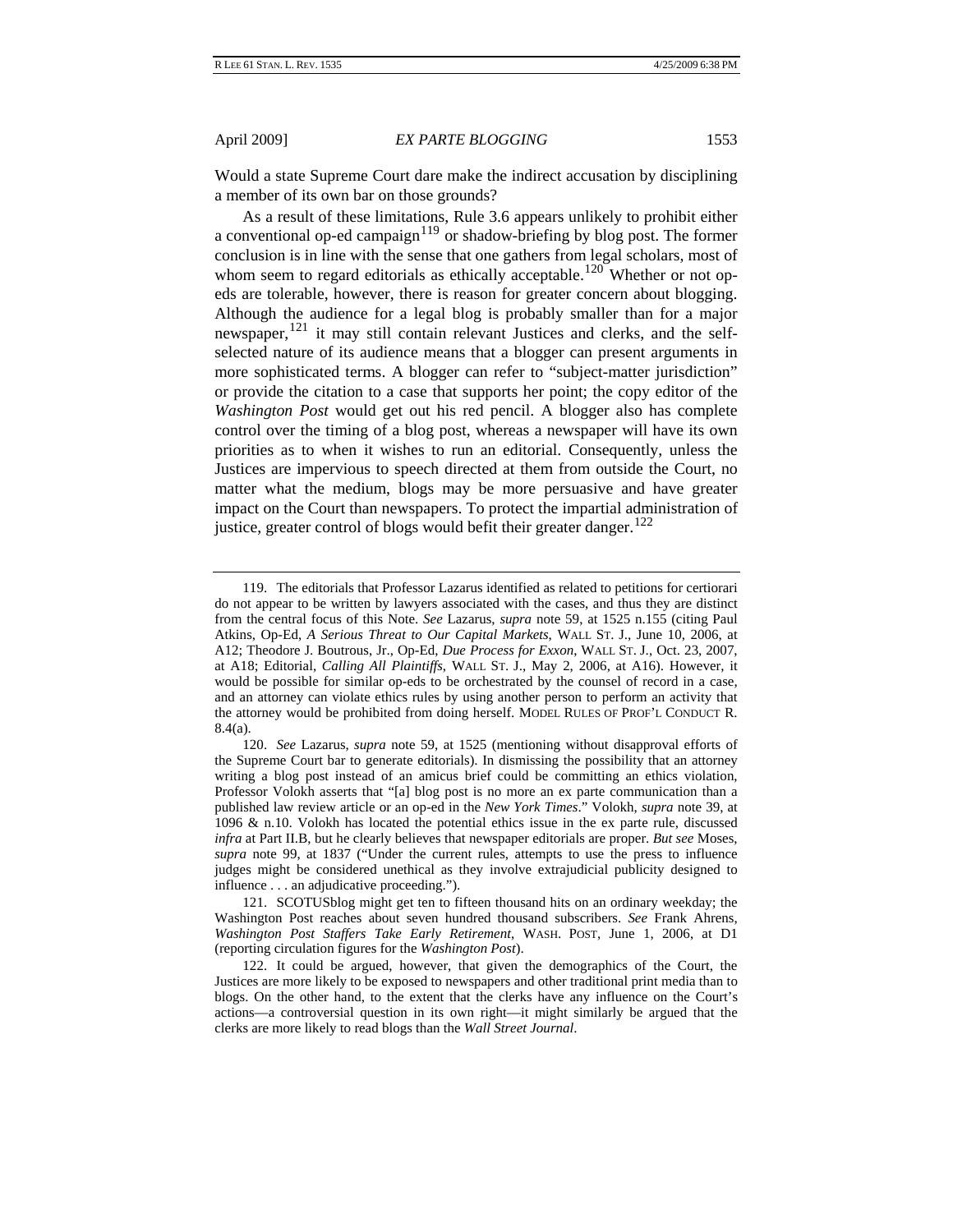Would a state Supreme Court dare make the indirect accusation by disciplining a member of its own bar on those grounds?

As a result of these limitations, Rule 3.6 appears unlikely to prohibit either a conventional op-ed campaign[119] or shadow-briefing by blog post. The former conclusion is in line with the sense that one gathers from legal scholars, most of whom seem to regard editorials as ethically acceptable.[120] Whether or not op-eds are tolerable, however, there is reason for greater concern about blogging. Although the audience for a legal blog is probably smaller than for a major newspaper,[121] it may still contain relevant Justices and clerks, and the self-selected nature of its audience means that a blogger can present arguments in more sophisticated terms. A blogger can refer to "subject-matter jurisdiction" or provide the citation to a case that supports her point; the copy editor of the *Washington Post* would get out his red pencil. A blogger also has complete control over the timing of a blog post, whereas a newspaper will have its own priorities as to when it wishes to run an editorial. Consequently, unless the Justices are impervious to speech directed at them from outside the Court, no matter what the medium, blogs may be more persuasive and have greater impact on the Court than newspapers. To protect the impartial administration of justice, greater control of blogs would befit their greater danger.[122]

---

119. The editorials that Professor Lazarus identified as related to petitions for certiorari do not appear to be written by lawyers associated with the cases, and thus they are distinct from the central focus of this Note. *See* Lazarus, *supra* note 59, at 1525 n.155 (citing Paul Atkins, Op-Ed, *A Serious Threat to Our Capital Markets*, WALL ST. J., June 10, 2006, at A12; Theodore J. Boutrous, Jr., Op-Ed, *Due Process for Exxon*, WALL ST. J., Oct. 23, 2007, at A18; Editorial, *Calling All Plaintiffs*, WALL ST. J., May 2, 2006, at A16). However, it would be possible for similar op-eds to be orchestrated by the counsel of record in a case, and an attorney can violate ethics rules by using another person to perform an activity that the attorney would be prohibited from doing herself. MODEL RULES OF PROF'L CONDUCT R. 8.4(a).

120. *See* Lazarus, *supra* note 59, at 1525 (mentioning without disapproval efforts of the Supreme Court bar to generate editorials). In dismissing the possibility that an attorney writing a blog post instead of an amicus brief could be committing an ethics violation, Professor Volokh asserts that "[a] blog post is no more an ex parte communication than a published law review article or an op-ed in the *New York Times*." Volokh, *supra* note 39, at 1096 & n.10. Volokh has located the potential ethics issue in the ex parte rule, discussed *infra* at Part II.B, but he clearly believes that newspaper editorials are proper. *But see* Moses, *supra* note 99, at 1837 ("Under the current rules, attempts to use the press to influence judges might be considered unethical as they involve extrajudicial publicity designed to influence . . . an adjudicative proceeding.").

121. SCOTUSblog might get ten to fifteen thousand hits on an ordinary weekday; the Washington Post reaches about seven hundred thousand subscribers. *See* Frank Ahrens, *Washington Post Staffers Take Early Retirement*, WASH. POST, June 1, 2006, at D1 (reporting circulation figures for the *Washington Post*).

122. It could be argued, however, that given the demographics of the Court, the Justices are more likely to be exposed to newspapers and other traditional print media than to blogs. On the other hand, to the extent that the clerks have any influence on the Court's actions—a controversial question in its own right—it might similarly be argued that the clerks are more likely to read blogs than the *Wall Street Journal*.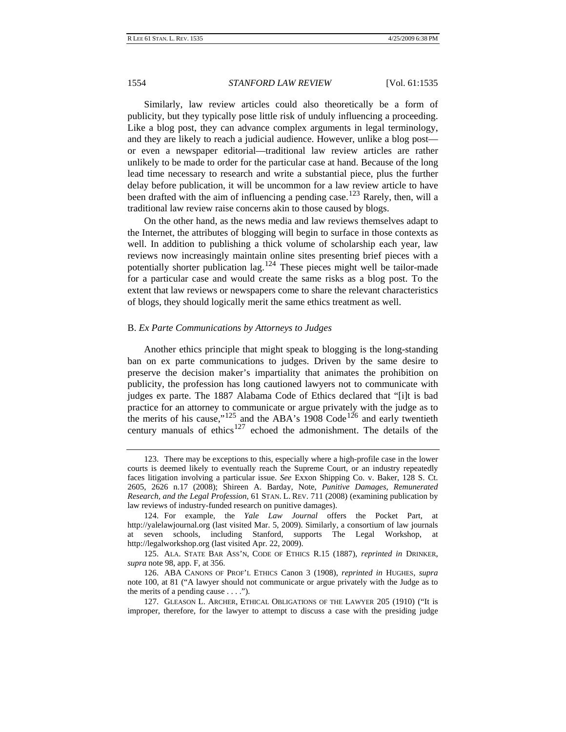Similarly, law review articles could also theoretically be a form of publicity, but they typically pose little risk of unduly influencing a proceeding. Like a blog post, they can advance complex arguments in legal terminology, and they are likely to reach a judicial audience. However, unlike a blog post—or even a newspaper editorial—traditional law review articles are rather unlikely to be made to order for the particular case at hand. Because of the long lead time necessary to research and write a substantial piece, plus the further delay before publication, it will be uncommon for a law review article to have been drafted with the aim of influencing a pending case.[123] Rarely, then, will a traditional law review raise concerns akin to those caused by blogs.

On the other hand, as the news media and law reviews themselves adapt to the Internet, the attributes of blogging will begin to surface in those contexts as well. In addition to publishing a thick volume of scholarship each year, law reviews now increasingly maintain online sites presenting brief pieces with a potentially shorter publication lag.[124] These pieces might well be tailor-made for a particular case and would create the same risks as a blog post. To the extent that law reviews or newspapers come to share the relevant characteristics of blogs, they should logically merit the same ethics treatment as well.

### B. *Ex Parte Communications by Attorneys to Judges*

Another ethics principle that might speak to blogging is the long-standing ban on ex parte communications to judges. Driven by the same desire to preserve the decision maker's impartiality that animates the prohibition on publicity, the profession has long cautioned lawyers not to communicate with judges ex parte. The 1887 Alabama Code of Ethics declared that "[i]t is bad practice for an attorney to communicate or argue privately with the judge as to the merits of his cause,"[125] and the ABA's 1908 Code[126] and early twentieth century manuals of ethics[127] echoed the admonishment. The details of the

---

123. There may be exceptions to this, especially where a high-profile case in the lower courts is deemed likely to eventually reach the Supreme Court, or an industry repeatedly faces litigation involving a particular issue. *See* Exxon Shipping Co. v. Baker, 128 S. Ct. 2605, 2626 n.17 (2008); Shireen A. Barday, Note, *Punitive Damages, Remunerated Research, and the Legal Profession*, 61 STAN. L. REV. 711 (2008) (examining publication by law reviews of industry-funded research on punitive damages).

124. For example, the *Yale Law Journal* offers the Pocket Part, at http://yalelawjournal.org (last visited Mar. 5, 2009). Similarly, a consortium of law journals at seven schools, including Stanford, supports The Legal Workshop, at http://legalworkshop.org (last visited Apr. 22, 2009).

125. ALA. STATE BAR ASS'N, CODE OF ETHICS R.15 (1887), *reprinted in* DRINKER, *supra* note 98, app. F, at 356.

126. ABA CANONS OF PROF'L ETHICS Canon 3 (1908), *reprinted in* HUGHES, *supra* note 100, at 81 ("A lawyer should not communicate or argue privately with the Judge as to the merits of a pending cause . . . .").

127. GLEASON L. ARCHER, ETHICAL OBLIGATIONS OF THE LAWYER 205 (1910) ("It is improper, therefore, for the lawyer to attempt to discuss a case with the presiding judge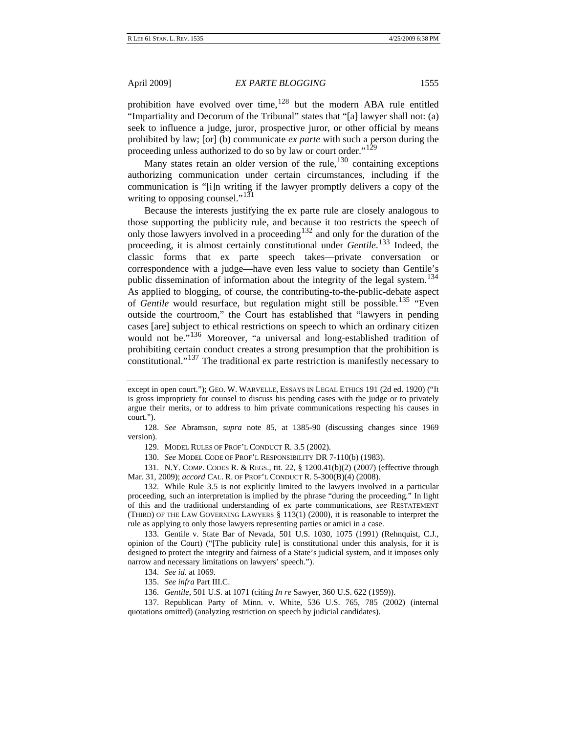prohibition have evolved over time,[128] but the modern ABA rule entitled "Impartiality and Decorum of the Tribunal" states that "[a] lawyer shall not: (a) seek to influence a judge, juror, prospective juror, or other official by means prohibited by law; [or] (b) communicate *ex parte* with such a person during the proceeding unless authorized to do so by law or court order."[129]

Many states retain an older version of the rule,[130] containing exceptions authorizing communication under certain circumstances, including if the communication is "[i]n writing if the lawyer promptly delivers a copy of the writing to opposing counsel."[131]

Because the interests justifying the ex parte rule are closely analogous to those supporting the publicity rule, and because it too restricts the speech of only those lawyers involved in a proceeding[132] and only for the duration of the proceeding, it is almost certainly constitutional under *Gentile*.[133] Indeed, the classic forms that ex parte speech takes—private conversation or correspondence with a judge—have even less value to society than Gentile's public dissemination of information about the integrity of the legal system.[134] As applied to blogging, of course, the contributing-to-the-public-debate aspect of *Gentile* would resurface, but regulation might still be possible.[135] "Even outside the courtroom," the Court has established that "lawyers in pending cases [are] subject to ethical restrictions on speech to which an ordinary citizen would not be."[136] Moreover, "a universal and long-established tradition of prohibiting certain conduct creates a strong presumption that the prohibition is constitutional."[137] The traditional ex parte restriction is manifestly necessary to

---

except in open court."); GEO. W. WARVELLE, ESSAYS IN LEGAL ETHICS 191 (2d ed. 1920) ("It is gross impropriety for counsel to discuss his pending cases with the judge or to privately argue their merits, or to address to him private communications respecting his causes in court.").

128. *See* Abramson, *supra* note 85, at 1385-90 (discussing changes since 1969 version).

129. MODEL RULES OF PROF'L CONDUCT R. 3.5 (2002).

130. *See* MODEL CODE OF PROF'L RESPONSIBILITY DR 7-110(b) (1983).

131. N.Y. COMP. CODES R. & REGS., tit. 22, § 1200.41(b)(2) (2007) (effective through Mar. 31, 2009); *accord* CAL. R. OF PROF'L CONDUCT R. 5-300(B)(4) (2008).

132. While Rule 3.5 is not explicitly limited to the lawyers involved in a particular proceeding, such an interpretation is implied by the phrase "during the proceeding." In light of this and the traditional understanding of ex parte communications, *see* RESTATEMENT (THIRD) OF THE LAW GOVERNING LAWYERS § 113(1) (2000), it is reasonable to interpret the rule as applying to only those lawyers representing parties or amici in a case.

133. Gentile v. State Bar of Nevada, 501 U.S. 1030, 1075 (1991) (Rehnquist, C.J., opinion of the Court) ("[The publicity rule] is constitutional under this analysis, for it is designed to protect the integrity and fairness of a State's judicial system, and it imposes only narrow and necessary limitations on lawyers' speech.").

134. *See id.* at 1069.

135. *See infra* Part III.C.

136. *Gentile*, 501 U.S. at 1071 (citing *In re* Sawyer, 360 U.S. 622 (1959)).

137. Republican Party of Minn. v. White, 536 U.S. 765, 785 (2002) (internal quotations omitted) (analyzing restriction on speech by judicial candidates).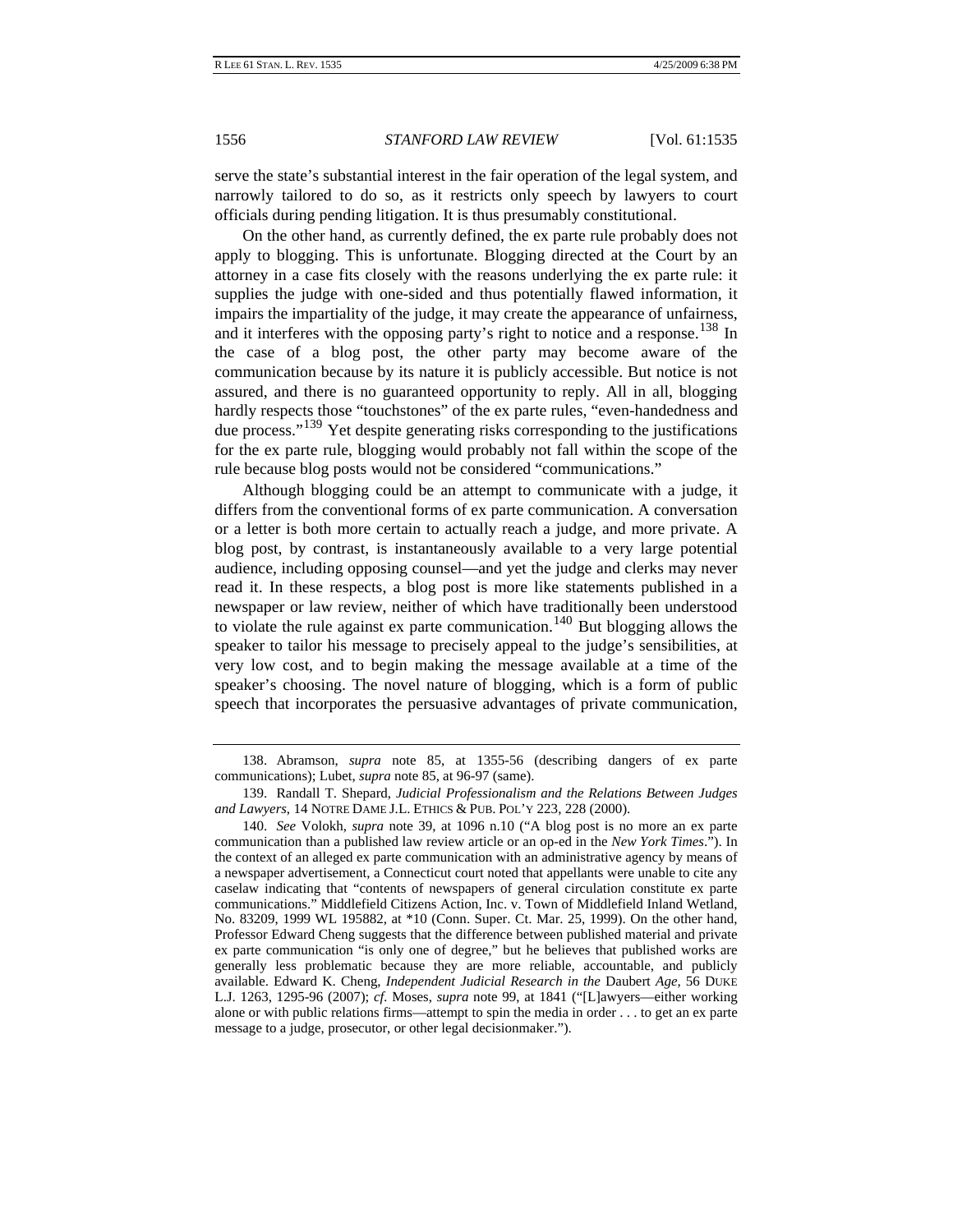serve the state's substantial interest in the fair operation of the legal system, and narrowly tailored to do so, as it restricts only speech by lawyers to court officials during pending litigation. It is thus presumably constitutional.

On the other hand, as currently defined, the ex parte rule probably does not apply to blogging. This is unfortunate. Blogging directed at the Court by an attorney in a case fits closely with the reasons underlying the ex parte rule: it supplies the judge with one-sided and thus potentially flawed information, it impairs the impartiality of the judge, it may create the appearance of unfairness, and it interferes with the opposing party's right to notice and a response.[138] In the case of a blog post, the other party may become aware of the communication because by its nature it is publicly accessible. But notice is not assured, and there is no guaranteed opportunity to reply. All in all, blogging hardly respects those "touchstones" of the ex parte rules, "even-handedness and due process."[139] Yet despite generating risks corresponding to the justifications for the ex parte rule, blogging would probably not fall within the scope of the rule because blog posts would not be considered "communications."

Although blogging could be an attempt to communicate with a judge, it differs from the conventional forms of ex parte communication. A conversation or a letter is both more certain to actually reach a judge, and more private. A blog post, by contrast, is instantaneously available to a very large potential audience, including opposing counsel—and yet the judge and clerks may never read it. In these respects, a blog post is more like statements published in a newspaper or law review, neither of which have traditionally been understood to violate the rule against ex parte communication.[140] But blogging allows the speaker to tailor his message to precisely appeal to the judge's sensibilities, at very low cost, and to begin making the message available at a time of the speaker's choosing. The novel nature of blogging, which is a form of public speech that incorporates the persuasive advantages of private communication,

---

138. Abramson, *supra* note 85, at 1355-56 (describing dangers of ex parte communications); Lubet, *supra* note 85, at 96-97 (same).

139. Randall T. Shepard, *Judicial Professionalism and the Relations Between Judges and Lawyers*, 14 NOTRE DAME J.L. ETHICS & PUB. POL'Y 223, 228 (2000).

140. *See* Volokh, *supra* note 39, at 1096 n.10 ("A blog post is no more an ex parte communication than a published law review article or an op-ed in the *New York Times*."). In the context of an alleged ex parte communication with an administrative agency by means of a newspaper advertisement, a Connecticut court noted that appellants were unable to cite any caselaw indicating that "contents of newspapers of general circulation constitute ex parte communications." Middlefield Citizens Action, Inc. v. Town of Middlefield Inland Wetland, No. 83209, 1999 WL 195882, at *10 (Conn. Super. Ct. Mar. 25, 1999). On the other hand, Professor Edward Cheng suggests that the difference between published material and private ex parte communication "is only one of degree," but he believes that published works are generally less problematic because they are more reliable, accountable, and publicly available. Edward K. Cheng, *Independent Judicial Research in the* Daubert *Age*, 56 DUKE L.J. 1263, 1295-96 (2007); *cf.* Moses, *supra* note 99, at 1841 ("[L]awyers—either working alone or with public relations firms—attempt to spin the media in order . . . to get an ex parte message to a judge, prosecutor, or other legal decisionmaker.").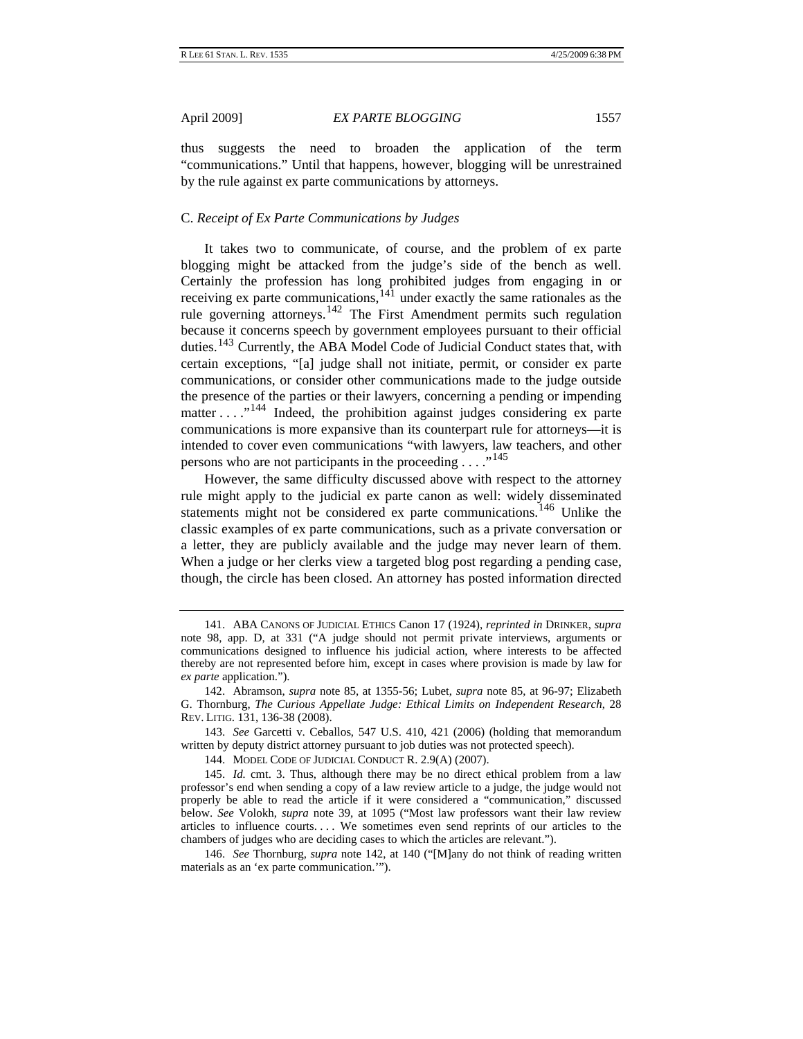thus suggests the need to broaden the application of the term "communications." Until that happens, however, blogging will be unrestrained by the rule against ex parte communications by attorneys.

### C. *Receipt of Ex Parte Communications by Judges*

It takes two to communicate, of course, and the problem of ex parte blogging might be attacked from the judge's side of the bench as well. Certainly the profession has long prohibited judges from engaging in or receiving ex parte communications,[141] under exactly the same rationales as the rule governing attorneys.[142] The First Amendment permits such regulation because it concerns speech by government employees pursuant to their official duties.[143] Currently, the ABA Model Code of Judicial Conduct states that, with certain exceptions, "[a] judge shall not initiate, permit, or consider ex parte communications, or consider other communications made to the judge outside the presence of the parties or their lawyers, concerning a pending or impending matter . . . ."[144] Indeed, the prohibition against judges considering ex parte communications is more expansive than its counterpart rule for attorneys—it is intended to cover even communications "with lawyers, law teachers, and other persons who are not participants in the proceeding . . . ."[145]

However, the same difficulty discussed above with respect to the attorney rule might apply to the judicial ex parte canon as well: widely disseminated statements might not be considered ex parte communications.[146] Unlike the classic examples of ex parte communications, such as a private conversation or a letter, they are publicly available and the judge may never learn of them. When a judge or her clerks view a targeted blog post regarding a pending case, though, the circle has been closed. An attorney has posted information directed

---

141. ABA CANONS OF JUDICIAL ETHICS Canon 17 (1924), *reprinted in* DRINKER, *supra* note 98, app. D, at 331 ("A judge should not permit private interviews, arguments or communications designed to influence his judicial action, where interests to be affected thereby are not represented before him, except in cases where provision is made by law for *ex parte* application.").

142. Abramson, *supra* note 85, at 1355-56; Lubet, *supra* note 85, at 96-97; Elizabeth G. Thornburg, *The Curious Appellate Judge: Ethical Limits on Independent Research*, 28 REV. LITIG. 131, 136-38 (2008).

143. *See* Garcetti v. Ceballos, 547 U.S. 410, 421 (2006) (holding that memorandum written by deputy district attorney pursuant to job duties was not protected speech).

144. MODEL CODE OF JUDICIAL CONDUCT R. 2.9(A) (2007).

145. *Id.* cmt. 3. Thus, although there may be no direct ethical problem from a law professor's end when sending a copy of a law review article to a judge, the judge would not properly be able to read the article if it were considered a "communication," discussed below. *See* Volokh, *supra* note 39, at 1095 ("Most law professors want their law review articles to influence courts. . . . We sometimes even send reprints of our articles to the chambers of judges who are deciding cases to which the articles are relevant.").

146. *See* Thornburg, *supra* note 142, at 140 ("[M]any do not think of reading written materials as an 'ex parte communication.'").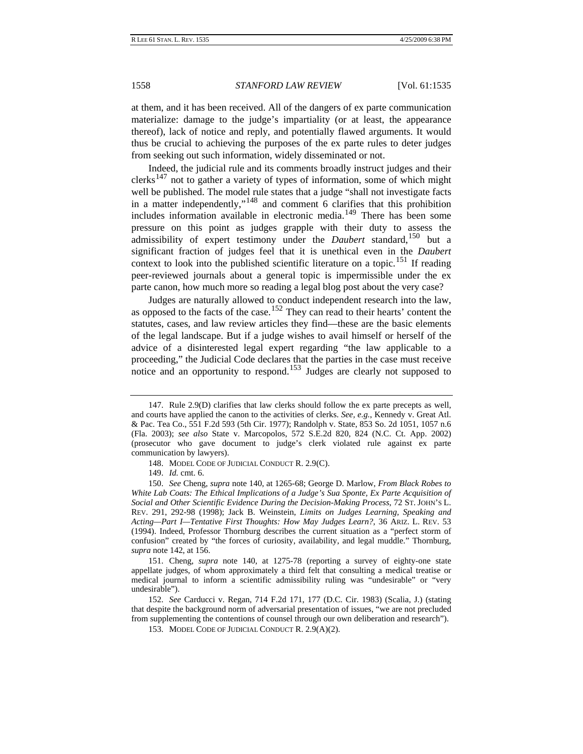at them, and it has been received. All of the dangers of ex parte communication materialize: damage to the judge's impartiality (or at least, the appearance thereof), lack of notice and reply, and potentially flawed arguments. It would thus be crucial to achieving the purposes of the ex parte rules to deter judges from seeking out such information, widely disseminated or not.

Indeed, the judicial rule and its comments broadly instruct judges and their clerks[147] not to gather a variety of types of information, some of which might well be published. The model rule states that a judge "shall not investigate facts in a matter independently,"[148] and comment 6 clarifies that this prohibition includes information available in electronic media.[149] There has been some pressure on this point as judges grapple with their duty to assess the admissibility of expert testimony under the *Daubert* standard,[150] but a significant fraction of judges feel that it is unethical even in the *Daubert* context to look into the published scientific literature on a topic.[151] If reading peer-reviewed journals about a general topic is impermissible under the ex parte canon, how much more so reading a legal blog post about the very case?

Judges are naturally allowed to conduct independent research into the law, as opposed to the facts of the case.[152] They can read to their hearts' content the statutes, cases, and law review articles they find—these are the basic elements of the legal landscape. But if a judge wishes to avail himself or herself of the advice of a disinterested legal expert regarding "the law applicable to a proceeding," the Judicial Code declares that the parties in the case must receive notice and an opportunity to respond.[153] Judges are clearly not supposed to

---

147. Rule 2.9(D) clarifies that law clerks should follow the ex parte precepts as well, and courts have applied the canon to the activities of clerks. *See, e.g.*, Kennedy v. Great Atl. & Pac. Tea Co., 551 F.2d 593 (5th Cir. 1977); Randolph v. State, 853 So. 2d 1051, 1057 n.6 (Fla. 2003); *see also* State v. Marcopolos, 572 S.E.2d 820, 824 (N.C. Ct. App. 2002) (prosecutor who gave document to judge's clerk violated rule against ex parte communication by lawyers).

148. MODEL CODE OF JUDICIAL CONDUCT R. 2.9(C).

149. *Id.* cmt. 6.

150. *See* Cheng, *supra* note 140, at 1265-68; George D. Marlow, *From Black Robes to White Lab Coats: The Ethical Implications of a Judge's Sua Sponte, Ex Parte Acquisition of Social and Other Scientific Evidence During the Decision-Making Process*, 72 ST. JOHN'S L. REV. 291, 292-98 (1998); Jack B. Weinstein, *Limits on Judges Learning, Speaking and Acting—Part I—Tentative First Thoughts: How May Judges Learn?*, 36 ARIZ. L. REV. 53 (1994). Indeed, Professor Thornburg describes the current situation as a "perfect storm of confusion" created by "the forces of curiosity, availability, and legal muddle." Thornburg, *supra* note 142, at 156.

151. Cheng, *supra* note 140, at 1275-78 (reporting a survey of eighty-one state appellate judges, of whom approximately a third felt that consulting a medical treatise or medical journal to inform a scientific admissibility ruling was "undesirable" or "very undesirable").

152. *See* Carducci v. Regan, 714 F.2d 171, 177 (D.C. Cir. 1983) (Scalia, J.) (stating that despite the background norm of adversarial presentation of issues, "we are not precluded from supplementing the contentions of counsel through our own deliberation and research").

153. MODEL CODE OF JUDICIAL CONDUCT R. 2.9(A)(2).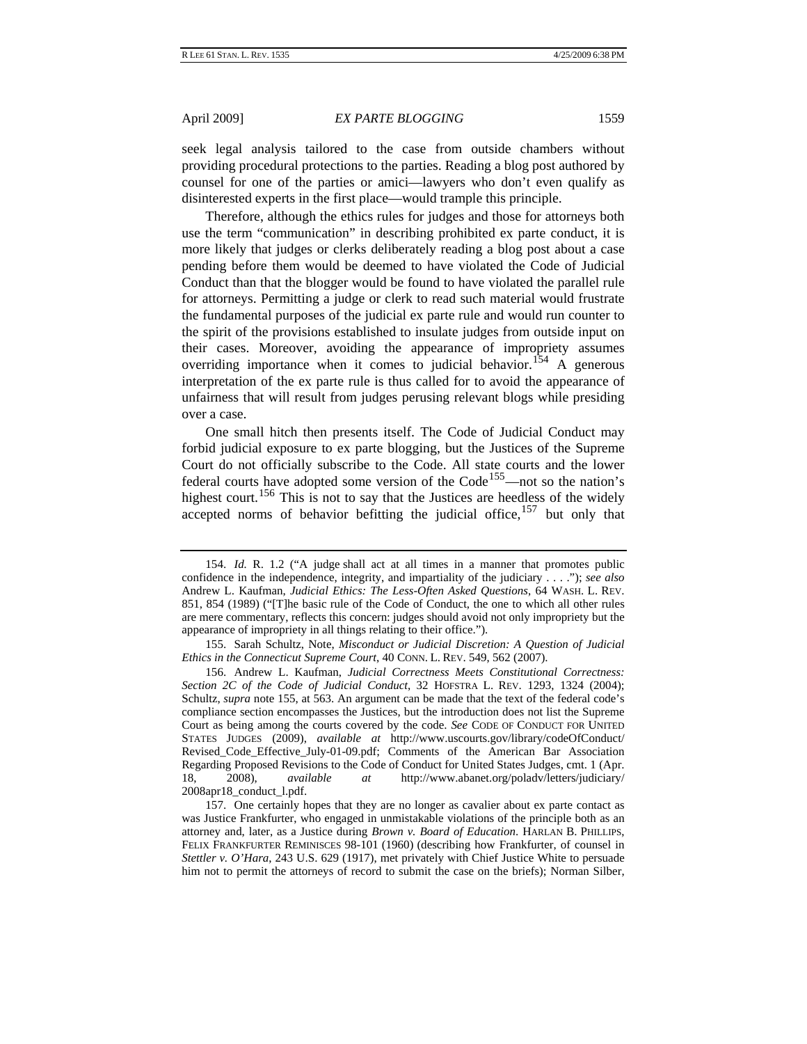seek legal analysis tailored to the case from outside chambers without providing procedural protections to the parties. Reading a blog post authored by counsel for one of the parties or amici—lawyers who don't even qualify as disinterested experts in the first place—would trample this principle.

Therefore, although the ethics rules for judges and those for attorneys both use the term "communication" in describing prohibited ex parte conduct, it is more likely that judges or clerks deliberately reading a blog post about a case pending before them would be deemed to have violated the Code of Judicial Conduct than that the blogger would be found to have violated the parallel rule for attorneys. Permitting a judge or clerk to read such material would frustrate the fundamental purposes of the judicial ex parte rule and would run counter to the spirit of the provisions established to insulate judges from outside input on their cases. Moreover, avoiding the appearance of impropriety assumes overriding importance when it comes to judicial behavior.[154] A generous interpretation of the ex parte rule is thus called for to avoid the appearance of unfairness that will result from judges perusing relevant blogs while presiding over a case.

One small hitch then presents itself. The Code of Judicial Conduct may forbid judicial exposure to ex parte blogging, but the Justices of the Supreme Court do not officially subscribe to the Code. All state courts and the lower federal courts have adopted some version of the Code[155]—not so the nation's highest court.[156] This is not to say that the Justices are heedless of the widely accepted norms of behavior befitting the judicial office,[157] but only that

---

154. *Id.* R. 1.2 ("A judge shall act at all times in a manner that promotes public confidence in the independence, integrity, and impartiality of the judiciary . . . ."); *see also* Andrew L. Kaufman, *Judicial Ethics: The Less-Often Asked Questions*, 64 WASH. L. REV. 851, 854 (1989) ("[T]he basic rule of the Code of Conduct, the one to which all other rules are mere commentary, reflects this concern: judges should avoid not only impropriety but the appearance of impropriety in all things relating to their office.").

155. Sarah Schultz, Note, *Misconduct or Judicial Discretion: A Question of Judicial Ethics in the Connecticut Supreme Court*, 40 CONN. L. REV. 549, 562 (2007).

156. Andrew L. Kaufman, *Judicial Correctness Meets Constitutional Correctness: Section 2C of the Code of Judicial Conduct*, 32 HOFSTRA L. REV. 1293, 1324 (2004); Schultz, *supra* note 155, at 563. An argument can be made that the text of the federal code's compliance section encompasses the Justices, but the introduction does not list the Supreme Court as being among the courts covered by the code. *See* CODE OF CONDUCT FOR UNITED STATES JUDGES (2009), *available at* http://www.uscourts.gov/library/codeOfConduct/Revised_Code_Effective_July-01-09.pdf; Comments of the American Bar Association Regarding Proposed Revisions to the Code of Conduct for United States Judges, cmt. 1 (Apr. 18, 2008), *available at* http://www.abanet.org/poladv/letters/judiciary/2008apr18_conduct_l.pdf.

157. One certainly hopes that they are no longer as cavalier about ex parte contact as was Justice Frankfurter, who engaged in unmistakable violations of the principle both as an attorney and, later, as a Justice during *Brown v. Board of Education*. HARLAN B. PHILLIPS, FELIX FRANKFURTER REMINISCES 98-101 (1960) (describing how Frankfurter, of counsel in *Stettler v. O'Hara*, 243 U.S. 629 (1917), met privately with Chief Justice White to persuade him not to permit the attorneys of record to submit the case on the briefs); Norman Silber,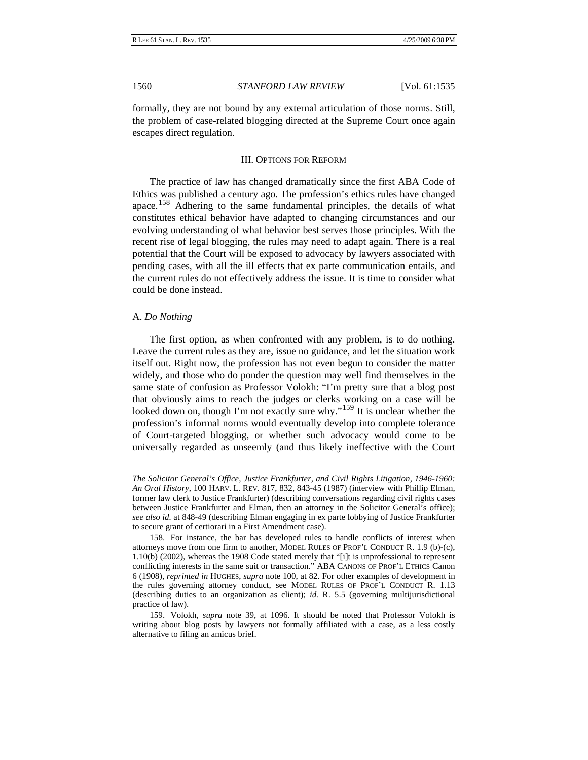formally, they are not bound by any external articulation of those norms. Still, the problem of case-related blogging directed at the Supreme Court once again escapes direct regulation.

## III. OPTIONS FOR REFORM

The practice of law has changed dramatically since the first ABA Code of Ethics was published a century ago. The profession's ethics rules have changed apace.[158] Adhering to the same fundamental principles, the details of what constitutes ethical behavior have adapted to changing circumstances and our evolving understanding of what behavior best serves those principles. With the recent rise of legal blogging, the rules may need to adapt again. There is a real potential that the Court will be exposed to advocacy by lawyers associated with pending cases, with all the ill effects that ex parte communication entails, and the current rules do not effectively address the issue. It is time to consider what could be done instead.

### A. *Do Nothing*

The first option, as when confronted with any problem, is to do nothing. Leave the current rules as they are, issue no guidance, and let the situation work itself out. Right now, the profession has not even begun to consider the matter widely, and those who do ponder the question may well find themselves in the same state of confusion as Professor Volokh: "I'm pretty sure that a blog post that obviously aims to reach the judges or clerks working on a case will be looked down on, though I'm not exactly sure why."[159] It is unclear whether the profession's informal norms would eventually develop into complete tolerance of Court-targeted blogging, or whether such advocacy would come to be universally regarded as unseemly (and thus likely ineffective with the Court

---

*The Solicitor General's Office, Justice Frankfurter, and Civil Rights Litigation, 1946-1960: An Oral History*, 100 HARV. L. REV. 817, 832, 843-45 (1987) (interview with Phillip Elman, former law clerk to Justice Frankfurter) (describing conversations regarding civil rights cases between Justice Frankfurter and Elman, then an attorney in the Solicitor General's office); *see also id.* at 848-49 (describing Elman engaging in ex parte lobbying of Justice Frankfurter to secure grant of certiorari in a First Amendment case).

158. For instance, the bar has developed rules to handle conflicts of interest when attorneys move from one firm to another, MODEL RULES OF PROF'L CONDUCT R. 1.9 (b)-(c), 1.10(b) (2002), whereas the 1908 Code stated merely that "[i]t is unprofessional to represent conflicting interests in the same suit or transaction." ABA CANONS OF PROF'L ETHICS Canon 6 (1908), *reprinted in* HUGHES, *supra* note 100, at 82. For other examples of development in the rules governing attorney conduct, see MODEL RULES OF PROF'L CONDUCT R. 1.13 (describing duties to an organization as client); *id.* R. 5.5 (governing multijurisdictional practice of law).

159. Volokh, *supra* note 39, at 1096. It should be noted that Professor Volokh is writing about blog posts by lawyers not formally affiliated with a case, as a less costly alternative to filing an amicus brief.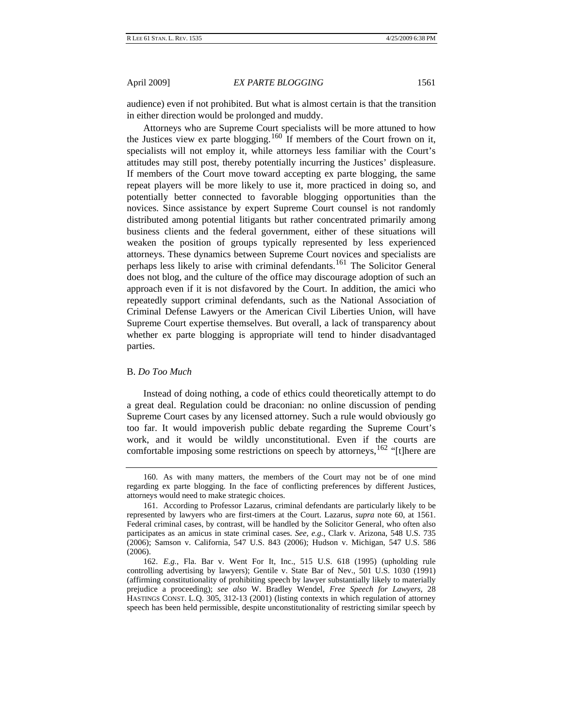audience) even if not prohibited. But what is almost certain is that the transition in either direction would be prolonged and muddy.

Attorneys who are Supreme Court specialists will be more attuned to how the Justices view ex parte blogging.[160] If members of the Court frown on it, specialists will not employ it, while attorneys less familiar with the Court's attitudes may still post, thereby potentially incurring the Justices' displeasure. If members of the Court move toward accepting ex parte blogging, the same repeat players will be more likely to use it, more practiced in doing so, and potentially better connected to favorable blogging opportunities than the novices. Since assistance by expert Supreme Court counsel is not randomly distributed among potential litigants but rather concentrated primarily among business clients and the federal government, either of these situations will weaken the position of groups typically represented by less experienced attorneys. These dynamics between Supreme Court novices and specialists are perhaps less likely to arise with criminal defendants.[161] The Solicitor General does not blog, and the culture of the office may discourage adoption of such an approach even if it is not disfavored by the Court. In addition, the amici who repeatedly support criminal defendants, such as the National Association of Criminal Defense Lawyers or the American Civil Liberties Union, will have Supreme Court expertise themselves. But overall, a lack of transparency about whether ex parte blogging is appropriate will tend to hinder disadvantaged parties.

### B. *Do Too Much*

Instead of doing nothing, a code of ethics could theoretically attempt to do a great deal. Regulation could be draconian: no online discussion of pending Supreme Court cases by any licensed attorney. Such a rule would obviously go too far. It would impoverish public debate regarding the Supreme Court's work, and it would be wildly unconstitutional. Even if the courts are comfortable imposing some restrictions on speech by attorneys,[162] "[t]here are

---

160. As with many matters, the members of the Court may not be of one mind regarding ex parte blogging. In the face of conflicting preferences by different Justices, attorneys would need to make strategic choices.

161. According to Professor Lazarus, criminal defendants are particularly likely to be represented by lawyers who are first-timers at the Court. Lazarus, *supra* note 60, at 1561. Federal criminal cases, by contrast, will be handled by the Solicitor General, who often also participates as an amicus in state criminal cases. *See, e.g.*, Clark v. Arizona, 548 U.S. 735 (2006); Samson v. California, 547 U.S. 843 (2006); Hudson v. Michigan, 547 U.S. 586 (2006).

162. *E.g.*, Fla. Bar v. Went For It, Inc., 515 U.S. 618 (1995) (upholding rule controlling advertising by lawyers); Gentile v. State Bar of Nev., 501 U.S. 1030 (1991) (affirming constitutionality of prohibiting speech by lawyer substantially likely to materially prejudice a proceeding); *see also* W. Bradley Wendel, *Free Speech for Lawyers*, 28 HASTINGS CONST. L.Q. 305, 312-13 (2001) (listing contexts in which regulation of attorney speech has been held permissible, despite unconstitutionality of restricting similar speech by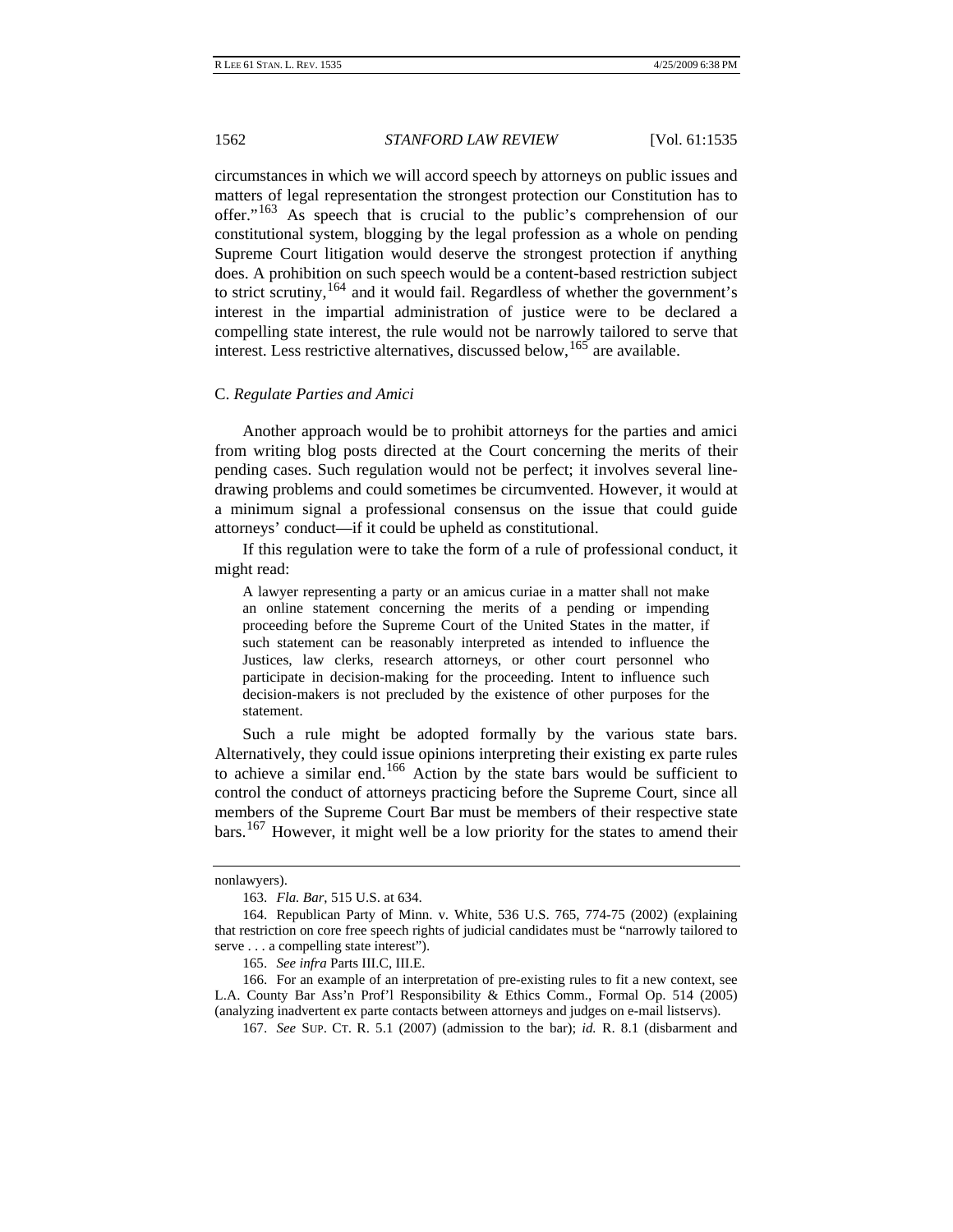circumstances in which we will accord speech by attorneys on public issues and matters of legal representation the strongest protection our Constitution has to offer."[163] As speech that is crucial to the public's comprehension of our constitutional system, blogging by the legal profession as a whole on pending Supreme Court litigation would deserve the strongest protection if anything does. A prohibition on such speech would be a content-based restriction subject to strict scrutiny,[164] and it would fail. Regardless of whether the government's interest in the impartial administration of justice were to be declared a compelling state interest, the rule would not be narrowly tailored to serve that interest. Less restrictive alternatives, discussed below,[165] are available.

### C. *Regulate Parties and Amici*

Another approach would be to prohibit attorneys for the parties and amici from writing blog posts directed at the Court concerning the merits of their pending cases. Such regulation would not be perfect; it involves several line-drawing problems and could sometimes be circumvented. However, it would at a minimum signal a professional consensus on the issue that could guide attorneys' conduct—if it could be upheld as constitutional.

If this regulation were to take the form of a rule of professional conduct, it might read:

> A lawyer representing a party or an amicus curiae in a matter shall not make an online statement concerning the merits of a pending or impending proceeding before the Supreme Court of the United States in the matter, if such statement can be reasonably interpreted as intended to influence the Justices, law clerks, research attorneys, or other court personnel who participate in decision-making for the proceeding. Intent to influence such decision-makers is not precluded by the existence of other purposes for the statement.

Such a rule might be adopted formally by the various state bars. Alternatively, they could issue opinions interpreting their existing ex parte rules to achieve a similar end.[166] Action by the state bars would be sufficient to control the conduct of attorneys practicing before the Supreme Court, since all members of the Supreme Court Bar must be members of their respective state bars.[167] However, it might well be a low priority for the states to amend their

---

nonlawyers).

163. *Fla. Bar*, 515 U.S. at 634.

164. Republican Party of Minn. v. White, 536 U.S. 765, 774-75 (2002) (explaining that restriction on core free speech rights of judicial candidates must be "narrowly tailored to serve . . . a compelling state interest").

165. *See infra* Parts III.C, III.E.

166. For an example of an interpretation of pre-existing rules to fit a new context, see L.A. County Bar Ass'n Prof'l Responsibility & Ethics Comm., Formal Op. 514 (2005) (analyzing inadvertent ex parte contacts between attorneys and judges on e-mail listservs).

167. *See* SUP. CT. R. 5.1 (2007) (admission to the bar); *id.* R. 8.1 (disbarment and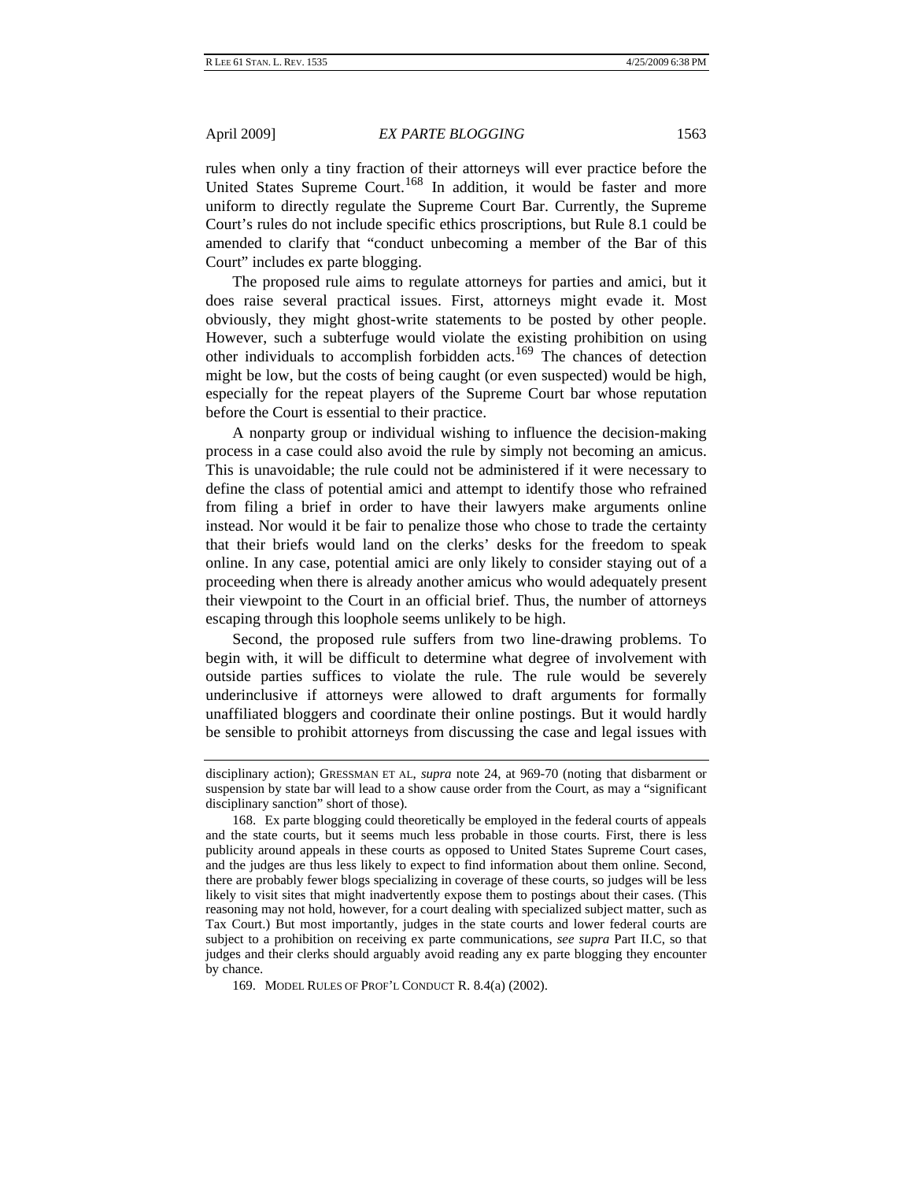rules when only a tiny fraction of their attorneys will ever practice before the United States Supreme Court.[168] In addition, it would be faster and more uniform to directly regulate the Supreme Court Bar. Currently, the Supreme Court's rules do not include specific ethics proscriptions, but Rule 8.1 could be amended to clarify that "conduct unbecoming a member of the Bar of this Court" includes ex parte blogging.

The proposed rule aims to regulate attorneys for parties and amici, but it does raise several practical issues. First, attorneys might evade it. Most obviously, they might ghost-write statements to be posted by other people. However, such a subterfuge would violate the existing prohibition on using other individuals to accomplish forbidden acts.[169] The chances of detection might be low, but the costs of being caught (or even suspected) would be high, especially for the repeat players of the Supreme Court bar whose reputation before the Court is essential to their practice.

A nonparty group or individual wishing to influence the decision-making process in a case could also avoid the rule by simply not becoming an amicus. This is unavoidable; the rule could not be administered if it were necessary to define the class of potential amici and attempt to identify those who refrained from filing a brief in order to have their lawyers make arguments online instead. Nor would it be fair to penalize those who chose to trade the certainty that their briefs would land on the clerks' desks for the freedom to speak online. In any case, potential amici are only likely to consider staying out of a proceeding when there is already another amicus who would adequately present their viewpoint to the Court in an official brief. Thus, the number of attorneys escaping through this loophole seems unlikely to be high.

Second, the proposed rule suffers from two line-drawing problems. To begin with, it will be difficult to determine what degree of involvement with outside parties suffices to violate the rule. The rule would be severely underinclusive if attorneys were allowed to draft arguments for formally unaffiliated bloggers and coordinate their online postings. But it would hardly be sensible to prohibit attorneys from discussing the case and legal issues with

---

disciplinary action); GRESSMAN ET AL, *supra* note 24, at 969-70 (noting that disbarment or suspension by state bar will lead to a show cause order from the Court, as may a "significant disciplinary sanction" short of those).

168. Ex parte blogging could theoretically be employed in the federal courts of appeals and the state courts, but it seems much less probable in those courts. First, there is less publicity around appeals in these courts as opposed to United States Supreme Court cases, and the judges are thus less likely to expect to find information about them online. Second, there are probably fewer blogs specializing in coverage of these courts, so judges will be less likely to visit sites that might inadvertently expose them to postings about their cases. (This reasoning may not hold, however, for a court dealing with specialized subject matter, such as Tax Court.) But most importantly, judges in the state courts and lower federal courts are subject to a prohibition on receiving ex parte communications, *see supra* Part II.C, so that judges and their clerks should arguably avoid reading any ex parte blogging they encounter by chance.

169. MODEL RULES OF PROF'L CONDUCT R. 8.4(a) (2002).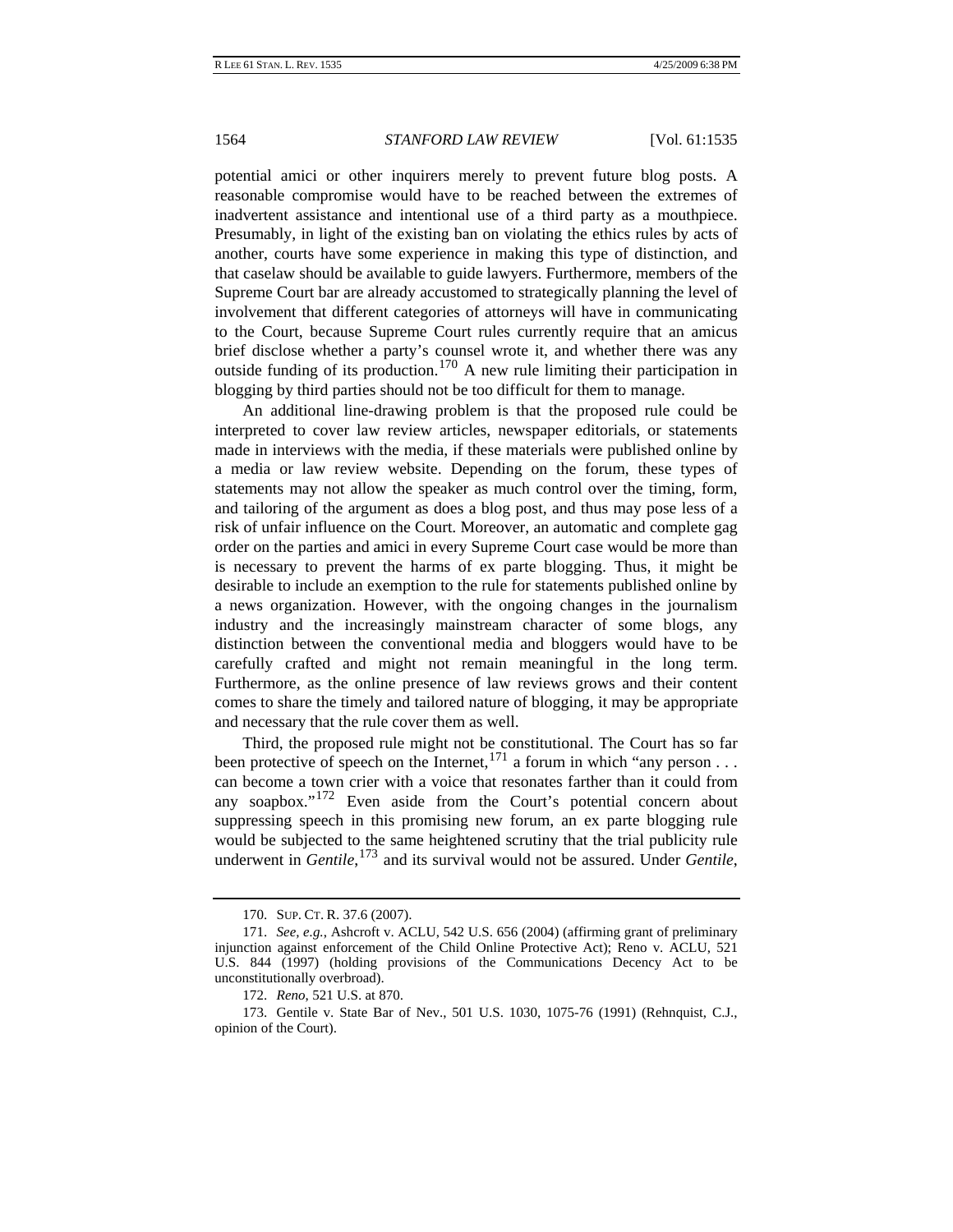potential amici or other inquirers merely to prevent future blog posts. A reasonable compromise would have to be reached between the extremes of inadvertent assistance and intentional use of a third party as a mouthpiece. Presumably, in light of the existing ban on violating the ethics rules by acts of another, courts have some experience in making this type of distinction, and that caselaw should be available to guide lawyers. Furthermore, members of the Supreme Court bar are already accustomed to strategically planning the level of involvement that different categories of attorneys will have in communicating to the Court, because Supreme Court rules currently require that an amicus brief disclose whether a party's counsel wrote it, and whether there was any outside funding of its production.[170] A new rule limiting their participation in blogging by third parties should not be too difficult for them to manage.

An additional line-drawing problem is that the proposed rule could be interpreted to cover law review articles, newspaper editorials, or statements made in interviews with the media, if these materials were published online by a media or law review website. Depending on the forum, these types of statements may not allow the speaker as much control over the timing, form, and tailoring of the argument as does a blog post, and thus may pose less of a risk of unfair influence on the Court. Moreover, an automatic and complete gag order on the parties and amici in every Supreme Court case would be more than is necessary to prevent the harms of ex parte blogging. Thus, it might be desirable to include an exemption to the rule for statements published online by a news organization. However, with the ongoing changes in the journalism industry and the increasingly mainstream character of some blogs, any distinction between the conventional media and bloggers would have to be carefully crafted and might not remain meaningful in the long term. Furthermore, as the online presence of law reviews grows and their content comes to share the timely and tailored nature of blogging, it may be appropriate and necessary that the rule cover them as well.

Third, the proposed rule might not be constitutional. The Court has so far been protective of speech on the Internet,[171] a forum in which "any person . . . can become a town crier with a voice that resonates farther than it could from any soapbox."[172] Even aside from the Court's potential concern about suppressing speech in this promising new forum, an ex parte blogging rule would be subjected to the same heightened scrutiny that the trial publicity rule underwent in *Gentile*,[173] and its survival would not be assured. Under *Gentile*,

---

170. SUP. CT. R. 37.6 (2007).

171. *See, e.g.*, Ashcroft v. ACLU, 542 U.S. 656 (2004) (affirming grant of preliminary injunction against enforcement of the Child Online Protective Act); Reno v. ACLU, 521 U.S. 844 (1997) (holding provisions of the Communications Decency Act to be unconstitutionally overbroad).

172. *Reno*, 521 U.S. at 870.

173. Gentile v. State Bar of Nev., 501 U.S. 1030, 1075-76 (1991) (Rehnquist, C.J., opinion of the Court).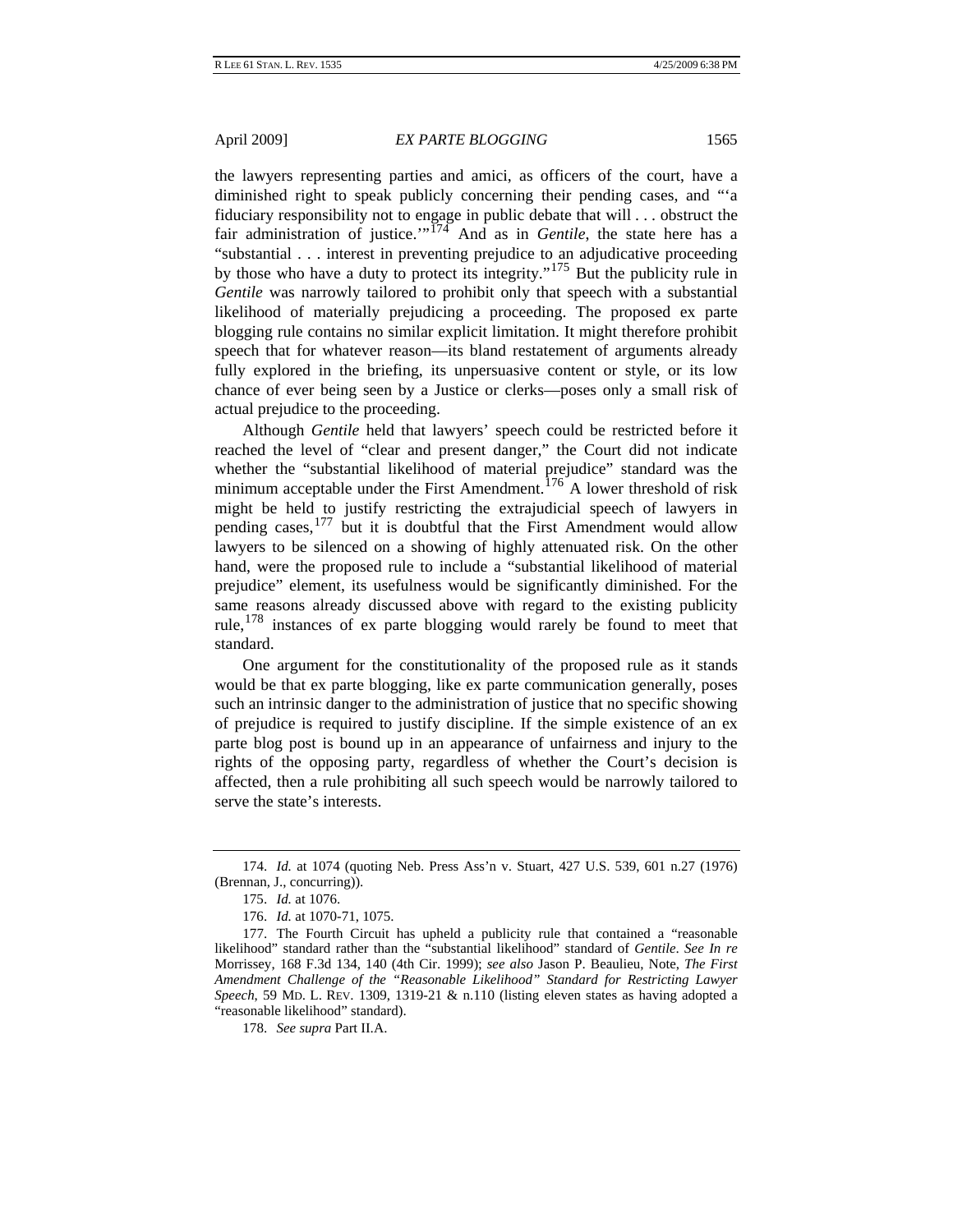the lawyers representing parties and amici, as officers of the court, have a diminished right to speak publicly concerning their pending cases, and "'a fiduciary responsibility not to engage in public debate that will . . . obstruct the fair administration of justice.'"[174] And as in *Gentile*, the state here has a "substantial . . . interest in preventing prejudice to an adjudicative proceeding by those who have a duty to protect its integrity."[175] But the publicity rule in *Gentile* was narrowly tailored to prohibit only that speech with a substantial likelihood of materially prejudicing a proceeding. The proposed ex parte blogging rule contains no similar explicit limitation. It might therefore prohibit speech that for whatever reason—its bland restatement of arguments already fully explored in the briefing, its unpersuasive content or style, or its low chance of ever being seen by a Justice or clerks—poses only a small risk of actual prejudice to the proceeding.

Although *Gentile* held that lawyers' speech could be restricted before it reached the level of "clear and present danger," the Court did not indicate whether the "substantial likelihood of material prejudice" standard was the minimum acceptable under the First Amendment.[176] A lower threshold of risk might be held to justify restricting the extrajudicial speech of lawyers in pending cases,[177] but it is doubtful that the First Amendment would allow lawyers to be silenced on a showing of highly attenuated risk. On the other hand, were the proposed rule to include a "substantial likelihood of material prejudice" element, its usefulness would be significantly diminished. For the same reasons already discussed above with regard to the existing publicity rule,[178] instances of ex parte blogging would rarely be found to meet that standard.

One argument for the constitutionality of the proposed rule as it stands would be that ex parte blogging, like ex parte communication generally, poses such an intrinsic danger to the administration of justice that no specific showing of prejudice is required to justify discipline. If the simple existence of an ex parte blog post is bound up in an appearance of unfairness and injury to the rights of the opposing party, regardless of whether the Court's decision is affected, then a rule prohibiting all such speech would be narrowly tailored to serve the state's interests.

---

174. *Id.* at 1074 (quoting Neb. Press Ass'n v. Stuart, 427 U.S. 539, 601 n.27 (1976) (Brennan, J., concurring)).

175. *Id.* at 1076.

176. *Id.* at 1070-71, 1075.

177. The Fourth Circuit has upheld a publicity rule that contained a "reasonable likelihood" standard rather than the "substantial likelihood" standard of *Gentile*. *See In re* Morrissey, 168 F.3d 134, 140 (4th Cir. 1999); *see also* Jason P. Beaulieu, Note, *The First Amendment Challenge of the "Reasonable Likelihood" Standard for Restricting Lawyer Speech*, 59 MD. L. REV. 1309, 1319-21 & n.110 (listing eleven states as having adopted a "reasonable likelihood" standard).

178. *See supra* Part II.A.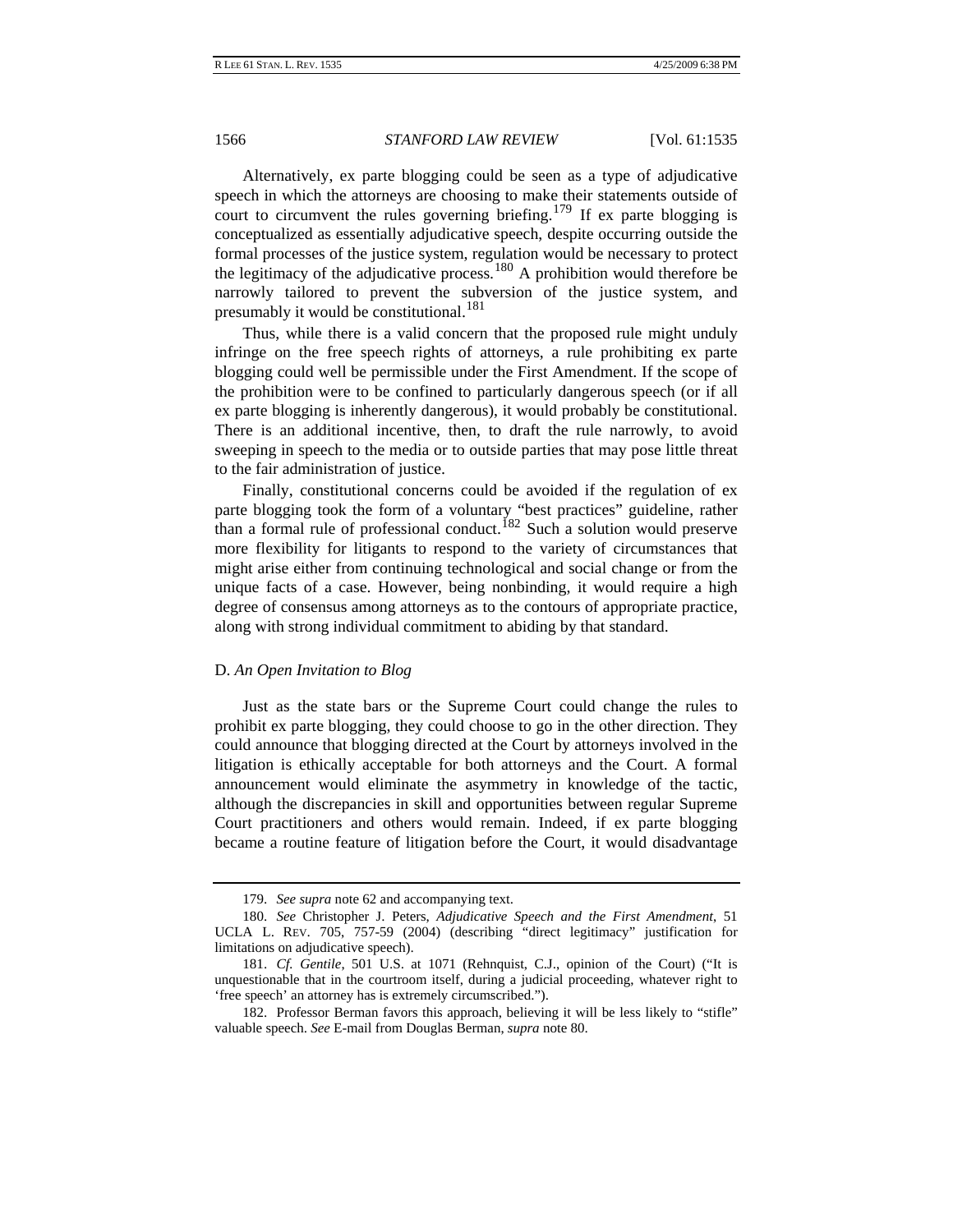Alternatively, ex parte blogging could be seen as a type of adjudicative speech in which the attorneys are choosing to make their statements outside of court to circumvent the rules governing briefing.[179] If ex parte blogging is conceptualized as essentially adjudicative speech, despite occurring outside the formal processes of the justice system, regulation would be necessary to protect the legitimacy of the adjudicative process.[180] A prohibition would therefore be narrowly tailored to prevent the subversion of the justice system, and presumably it would be constitutional.[181]

Thus, while there is a valid concern that the proposed rule might unduly infringe on the free speech rights of attorneys, a rule prohibiting ex parte blogging could well be permissible under the First Amendment. If the scope of the prohibition were to be confined to particularly dangerous speech (or if all ex parte blogging is inherently dangerous), it would probably be constitutional. There is an additional incentive, then, to draft the rule narrowly, to avoid sweeping in speech to the media or to outside parties that may pose little threat to the fair administration of justice.

Finally, constitutional concerns could be avoided if the regulation of ex parte blogging took the form of a voluntary "best practices" guideline, rather than a formal rule of professional conduct.[182] Such a solution would preserve more flexibility for litigants to respond to the variety of circumstances that might arise either from continuing technological and social change or from the unique facts of a case. However, being nonbinding, it would require a high degree of consensus among attorneys as to the contours of appropriate practice, along with strong individual commitment to abiding by that standard.

### D. *An Open Invitation to Blog*

Just as the state bars or the Supreme Court could change the rules to prohibit ex parte blogging, they could choose to go in the other direction. They could announce that blogging directed at the Court by attorneys involved in the litigation is ethically acceptable for both attorneys and the Court. A formal announcement would eliminate the asymmetry in knowledge of the tactic, although the discrepancies in skill and opportunities between regular Supreme Court practitioners and others would remain. Indeed, if ex parte blogging became a routine feature of litigation before the Court, it would disadvantage

---

179. *See supra* note 62 and accompanying text.

180. *See* Christopher J. Peters, *Adjudicative Speech and the First Amendment*, 51 UCLA L. REV. 705, 757-59 (2004) (describing "direct legitimacy" justification for limitations on adjudicative speech).

181. *Cf. Gentile*, 501 U.S. at 1071 (Rehnquist, C.J., opinion of the Court) ("It is unquestionable that in the courtroom itself, during a judicial proceeding, whatever right to 'free speech' an attorney has is extremely circumscribed.").

182. Professor Berman favors this approach, believing it will be less likely to "stifle" valuable speech. *See* E-mail from Douglas Berman, *supra* note 80.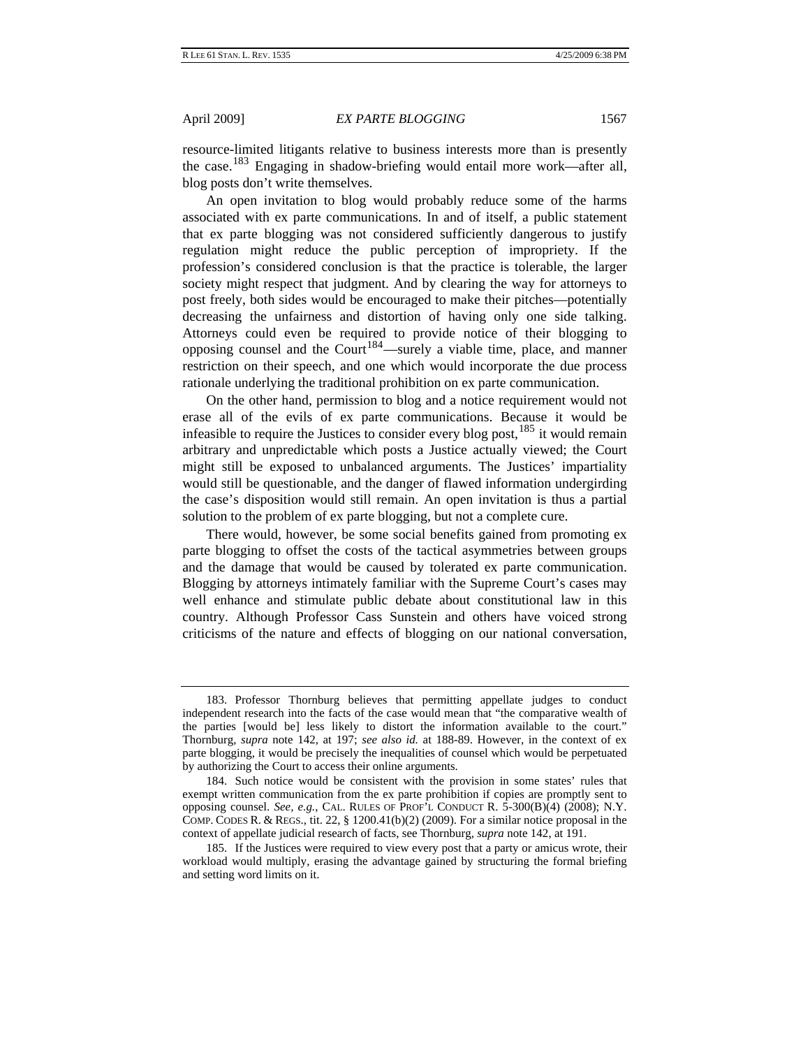resource-limited litigants relative to business interests more than is presently the case.[183] Engaging in shadow-briefing would entail more work—after all, blog posts don't write themselves.

An open invitation to blog would probably reduce some of the harms associated with ex parte communications. In and of itself, a public statement that ex parte blogging was not considered sufficiently dangerous to justify regulation might reduce the public perception of impropriety. If the profession's considered conclusion is that the practice is tolerable, the larger society might respect that judgment. And by clearing the way for attorneys to post freely, both sides would be encouraged to make their pitches—potentially decreasing the unfairness and distortion of having only one side talking. Attorneys could even be required to provide notice of their blogging to opposing counsel and the Court[184]—surely a viable time, place, and manner restriction on their speech, and one which would incorporate the due process rationale underlying the traditional prohibition on ex parte communication.

On the other hand, permission to blog and a notice requirement would not erase all of the evils of ex parte communications. Because it would be infeasible to require the Justices to consider every blog post,[185] it would remain arbitrary and unpredictable which posts a Justice actually viewed; the Court might still be exposed to unbalanced arguments. The Justices' impartiality would still be questionable, and the danger of flawed information undergirding the case's disposition would still remain. An open invitation is thus a partial solution to the problem of ex parte blogging, but not a complete cure.

There would, however, be some social benefits gained from promoting ex parte blogging to offset the costs of the tactical asymmetries between groups and the damage that would be caused by tolerated ex parte communication. Blogging by attorneys intimately familiar with the Supreme Court's cases may well enhance and stimulate public debate about constitutional law in this country. Although Professor Cass Sunstein and others have voiced strong criticisms of the nature and effects of blogging on our national conversation,

---

183. Professor Thornburg believes that permitting appellate judges to conduct independent research into the facts of the case would mean that "the comparative wealth of the parties [would be] less likely to distort the information available to the court." Thornburg, *supra* note 142, at 197; *see also id.* at 188-89. However, in the context of ex parte blogging, it would be precisely the inequalities of counsel which would be perpetuated by authorizing the Court to access their online arguments.

184. Such notice would be consistent with the provision in some states' rules that exempt written communication from the ex parte prohibition if copies are promptly sent to opposing counsel. *See, e.g.*, CAL. RULES OF PROF'L CONDUCT R. 5-300(B)(4) (2008); N.Y. COMP. CODES R. & REGS., tit. 22, § 1200.41(b)(2) (2009). For a similar notice proposal in the context of appellate judicial research of facts, see Thornburg, *supra* note 142, at 191.

185. If the Justices were required to view every post that a party or amicus wrote, their workload would multiply, erasing the advantage gained by structuring the formal briefing and setting word limits on it.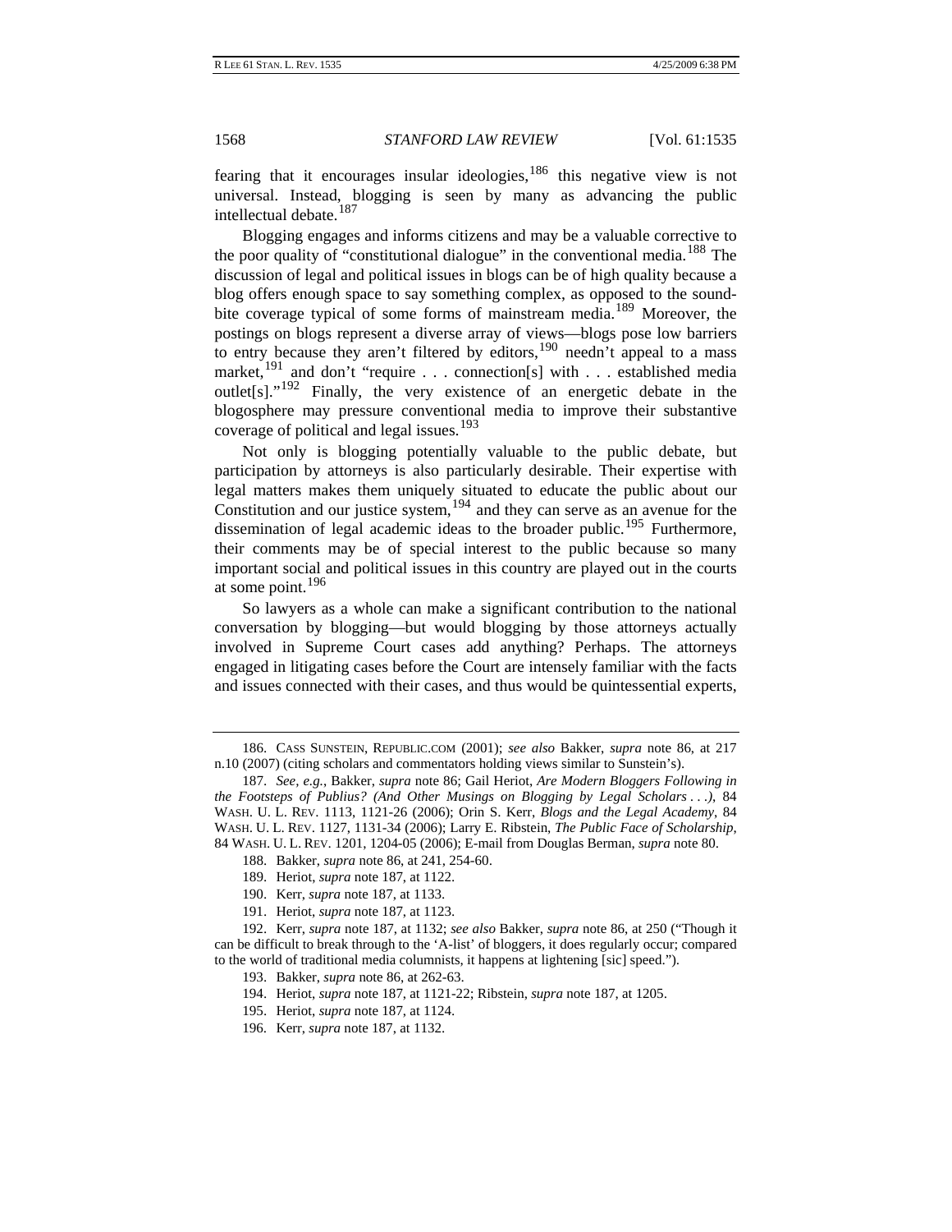fearing that it encourages insular ideologies,[186] this negative view is not universal. Instead, blogging is seen by many as advancing the public intellectual debate.[187]

Blogging engages and informs citizens and may be a valuable corrective to the poor quality of "constitutional dialogue" in the conventional media.[188] The discussion of legal and political issues in blogs can be of high quality because a blog offers enough space to say something complex, as opposed to the sound-bite coverage typical of some forms of mainstream media.[189] Moreover, the postings on blogs represent a diverse array of views—blogs pose low barriers to entry because they aren't filtered by editors,[190] needn't appeal to a mass market,[191] and don't "require . . . connection[s] with . . . established media outlet[s]."[192] Finally, the very existence of an energetic debate in the blogosphere may pressure conventional media to improve their substantive coverage of political and legal issues.[193]

Not only is blogging potentially valuable to the public debate, but participation by attorneys is also particularly desirable. Their expertise with legal matters makes them uniquely situated to educate the public about our Constitution and our justice system,[194] and they can serve as an avenue for the dissemination of legal academic ideas to the broader public.[195] Furthermore, their comments may be of special interest to the public because so many important social and political issues in this country are played out in the courts at some point.[196]

So lawyers as a whole can make a significant contribution to the national conversation by blogging—but would blogging by those attorneys actually involved in Supreme Court cases add anything? Perhaps. The attorneys engaged in litigating cases before the Court are intensely familiar with the facts and issues connected with their cases, and thus would be quintessential experts,

---

186. CASS SUNSTEIN, REPUBLIC.COM (2001); *see also* Bakker, *supra* note 86, at 217 n.10 (2007) (citing scholars and commentators holding views similar to Sunstein's).

187. *See, e.g.*, Bakker, *supra* note 86; Gail Heriot, *Are Modern Bloggers Following in the Footsteps of Publius? (And Other Musings on Blogging by Legal Scholars . . .)*, 84 WASH. U. L. REV. 1113, 1121-26 (2006); Orin S. Kerr, *Blogs and the Legal Academy*, 84 WASH. U. L. REV. 1127, 1131-34 (2006); Larry E. Ribstein, *The Public Face of Scholarship*, 84 WASH. U. L. REV. 1201, 1204-05 (2006); E-mail from Douglas Berman, *supra* note 80.

188. Bakker, *supra* note 86, at 241, 254-60.

189. Heriot, *supra* note 187, at 1122.

190. Kerr, *supra* note 187, at 1133.

191. Heriot, *supra* note 187, at 1123.

192. Kerr, *supra* note 187, at 1132; *see also* Bakker, *supra* note 86, at 250 ("Though it can be difficult to break through to the 'A-list' of bloggers, it does regularly occur; compared to the world of traditional media columnists, it happens at lightening [sic] speed.").

193. Bakker, *supra* note 86, at 262-63.

194. Heriot, *supra* note 187, at 1121-22; Ribstein, *supra* note 187, at 1205.

195. Heriot, *supra* note 187, at 1124.

196. Kerr, *supra* note 187, at 1132.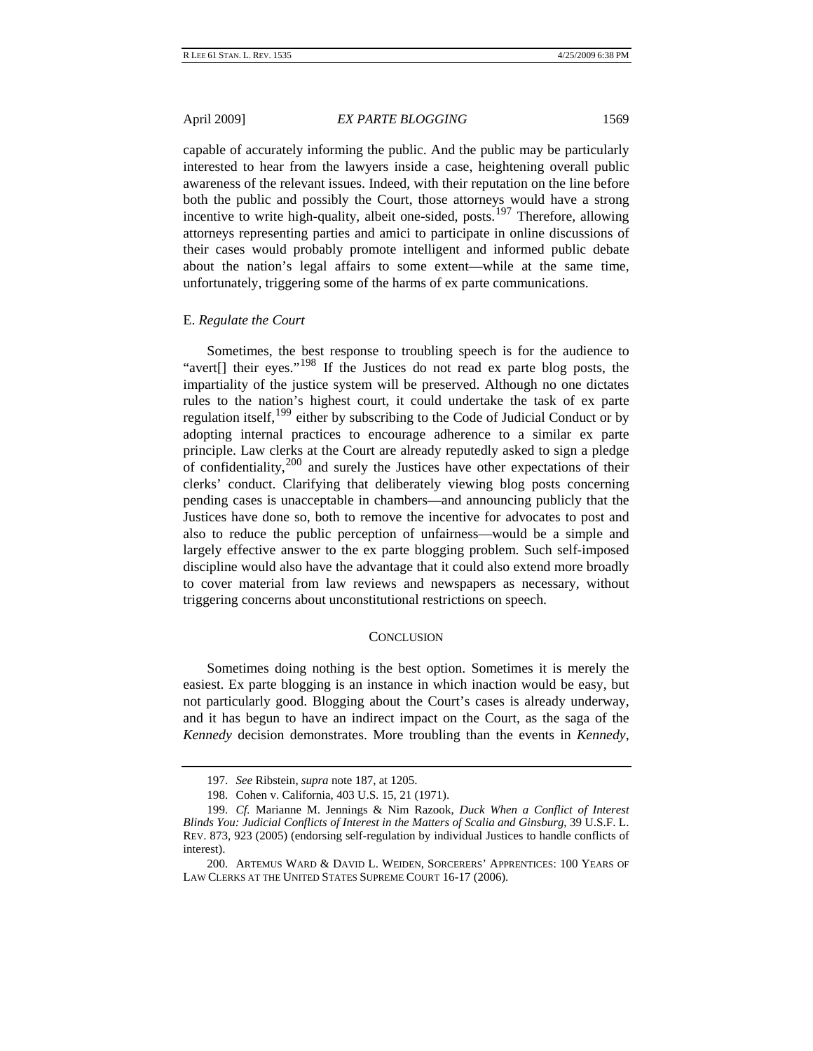capable of accurately informing the public. And the public may be particularly interested to hear from the lawyers inside a case, heightening overall public awareness of the relevant issues. Indeed, with their reputation on the line before both the public and possibly the Court, those attorneys would have a strong incentive to write high-quality, albeit one-sided, posts.[197] Therefore, allowing attorneys representing parties and amici to participate in online discussions of their cases would probably promote intelligent and informed public debate about the nation's legal affairs to some extent—while at the same time, unfortunately, triggering some of the harms of ex parte communications.

### E. *Regulate the Court*

Sometimes, the best response to troubling speech is for the audience to "avert[] their eyes."[198] If the Justices do not read ex parte blog posts, the impartiality of the justice system will be preserved. Although no one dictates rules to the nation's highest court, it could undertake the task of ex parte regulation itself,[199] either by subscribing to the Code of Judicial Conduct or by adopting internal practices to encourage adherence to a similar ex parte principle. Law clerks at the Court are already reputedly asked to sign a pledge of confidentiality,[200] and surely the Justices have other expectations of their clerks' conduct. Clarifying that deliberately viewing blog posts concerning pending cases is unacceptable in chambers—and announcing publicly that the Justices have done so, both to remove the incentive for advocates to post and also to reduce the public perception of unfairness—would be a simple and largely effective answer to the ex parte blogging problem. Such self-imposed discipline would also have the advantage that it could also extend more broadly to cover material from law reviews and newspapers as necessary, without triggering concerns about unconstitutional restrictions on speech.

## CONCLUSION

Sometimes doing nothing is the best option. Sometimes it is merely the easiest. Ex parte blogging is an instance in which inaction would be easy, but not particularly good. Blogging about the Court's cases is already underway, and it has begun to have an indirect impact on the Court, as the saga of the *Kennedy* decision demonstrates. More troubling than the events in *Kennedy*,

---

197. *See* Ribstein, *supra* note 187, at 1205.

198. Cohen v. California, 403 U.S. 15, 21 (1971).

199. *Cf.* Marianne M. Jennings & Nim Razook, *Duck When a Conflict of Interest Blinds You: Judicial Conflicts of Interest in the Matters of Scalia and Ginsburg*, 39 U.S.F. L. REV. 873, 923 (2005) (endorsing self-regulation by individual Justices to handle conflicts of interest).

200. ARTEMUS WARD & DAVID L. WEIDEN, SORCERERS' APPRENTICES: 100 YEARS OF LAW CLERKS AT THE UNITED STATES SUPREME COURT 16-17 (2006).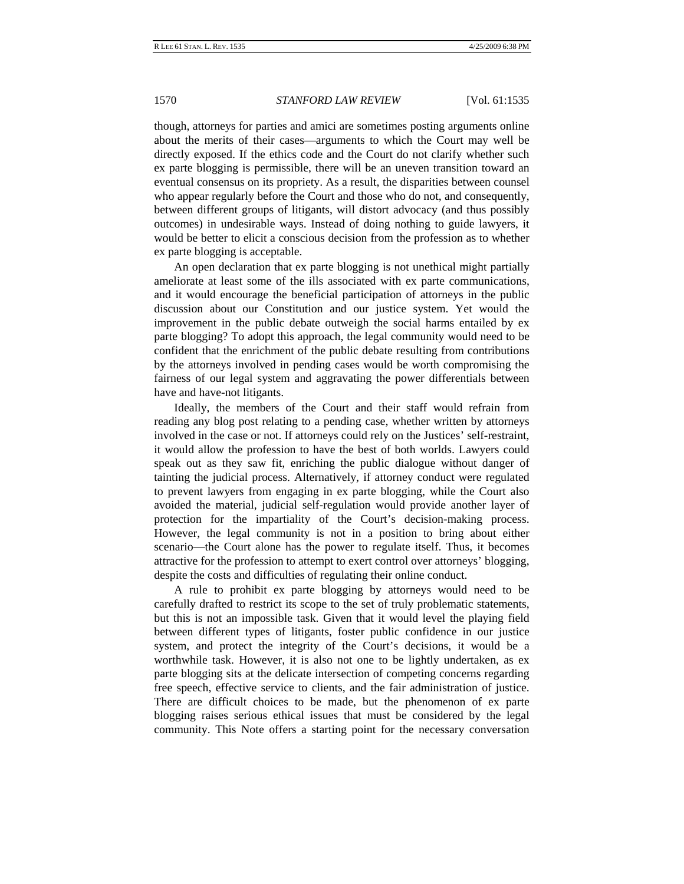though, attorneys for parties and amici are sometimes posting arguments online about the merits of their cases—arguments to which the Court may well be directly exposed. If the ethics code and the Court do not clarify whether such ex parte blogging is permissible, there will be an uneven transition toward an eventual consensus on its propriety. As a result, the disparities between counsel who appear regularly before the Court and those who do not, and consequently, between different groups of litigants, will distort advocacy (and thus possibly outcomes) in undesirable ways. Instead of doing nothing to guide lawyers, it would be better to elicit a conscious decision from the profession as to whether ex parte blogging is acceptable.

An open declaration that ex parte blogging is not unethical might partially ameliorate at least some of the ills associated with ex parte communications, and it would encourage the beneficial participation of attorneys in the public discussion about our Constitution and our justice system. Yet would the improvement in the public debate outweigh the social harms entailed by ex parte blogging? To adopt this approach, the legal community would need to be confident that the enrichment of the public debate resulting from contributions by the attorneys involved in pending cases would be worth compromising the fairness of our legal system and aggravating the power differentials between have and have-not litigants.

Ideally, the members of the Court and their staff would refrain from reading any blog post relating to a pending case, whether written by attorneys involved in the case or not. If attorneys could rely on the Justices' self-restraint, it would allow the profession to have the best of both worlds. Lawyers could speak out as they saw fit, enriching the public dialogue without danger of tainting the judicial process. Alternatively, if attorney conduct were regulated to prevent lawyers from engaging in ex parte blogging, while the Court also avoided the material, judicial self-regulation would provide another layer of protection for the impartiality of the Court's decision-making process. However, the legal community is not in a position to bring about either scenario—the Court alone has the power to regulate itself. Thus, it becomes attractive for the profession to attempt to exert control over attorneys' blogging, despite the costs and difficulties of regulating their online conduct.

A rule to prohibit ex parte blogging by attorneys would need to be carefully drafted to restrict its scope to the set of truly problematic statements, but this is not an impossible task. Given that it would level the playing field between different types of litigants, foster public confidence in our justice system, and protect the integrity of the Court's decisions, it would be a worthwhile task. However, it is also not one to be lightly undertaken, as ex parte blogging sits at the delicate intersection of competing concerns regarding free speech, effective service to clients, and the fair administration of justice. There are difficult choices to be made, but the phenomenon of ex parte blogging raises serious ethical issues that must be considered by the legal community. This Note offers a starting point for the necessary conversation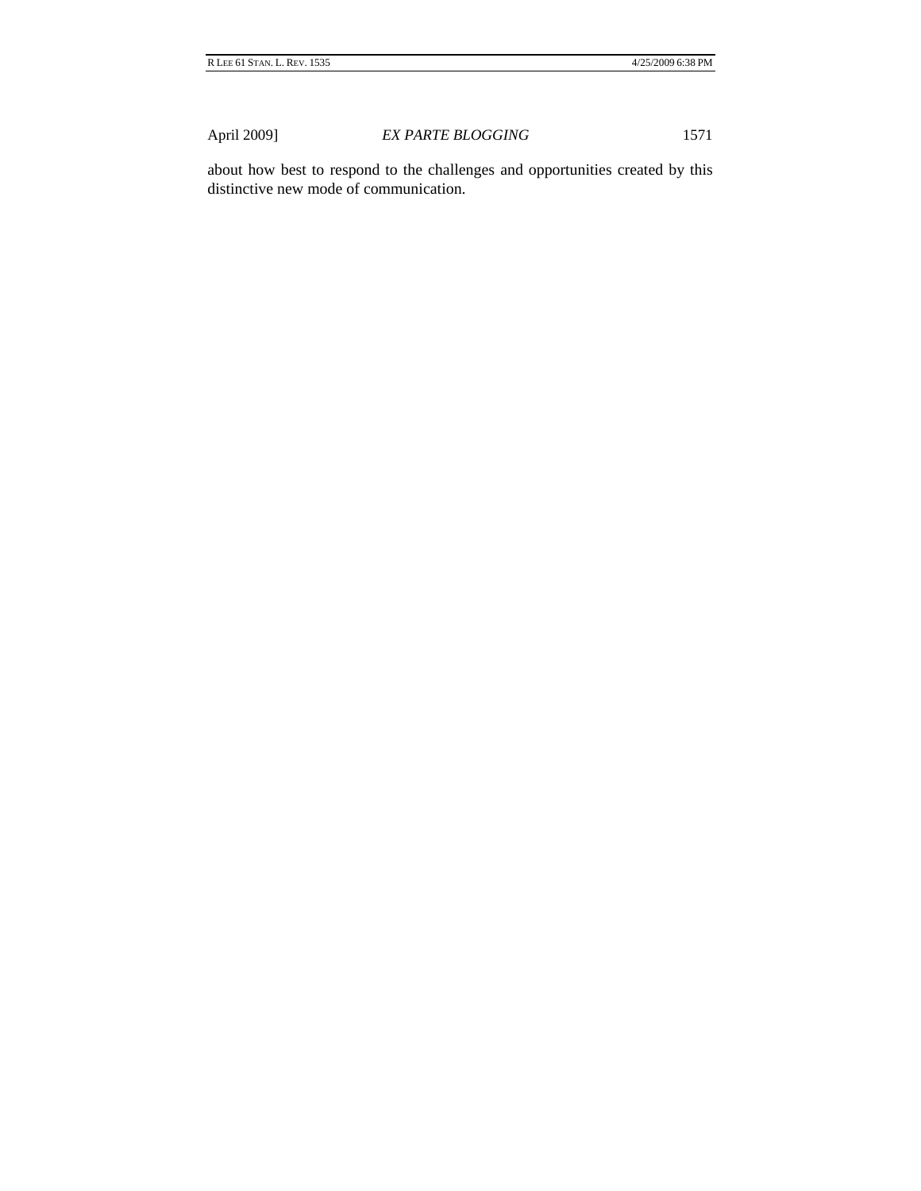about how best to respond to the challenges and opportunities created by this distinctive new mode of communication.